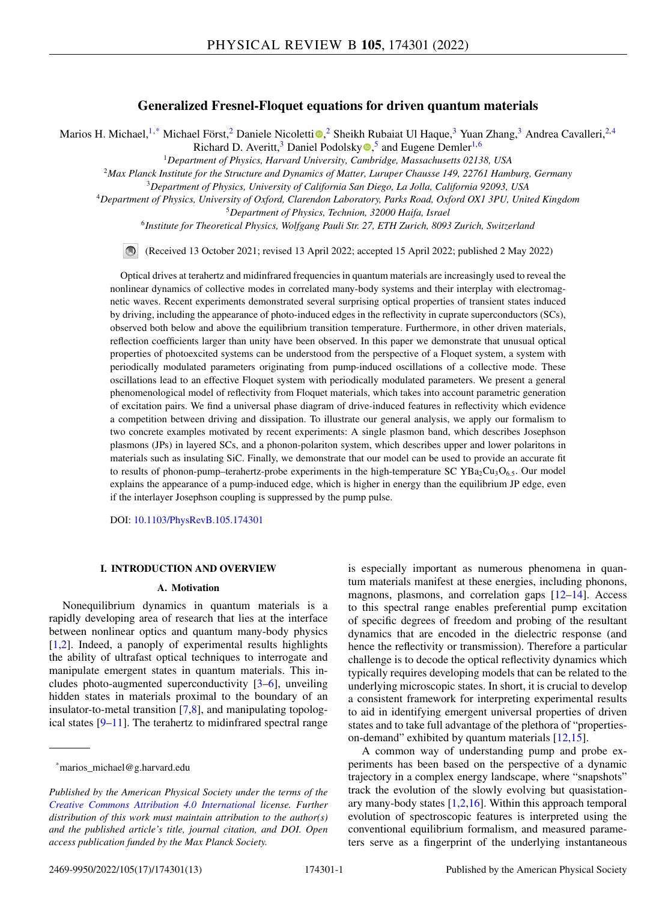# Generalized Fresnel-Floquet equations for driven quantum materials

Marios H. Michael,[1,*] Michael Först,[2] Daniele Nicoletti,[2] Sheikh Rubaiat Ul Haque,[3] Yuan Zhang,[3] Andrea Cavalleri,[2,4] Richard D. Averitt,[3] Daniel Podolsky,[5] and Eugene Demler[1,6]

[1]*Department of Physics, Harvard University, Cambridge, Massachusetts 02138, USA*

[2]*Max Planck Institute for the Structure and Dynamics of Matter, Luruper Chausse 149, 22761 Hamburg, Germany*

[3]*Department of Physics, University of California San Diego, La Jolla, California 92093, USA*

[4]*Department of Physics, University of Oxford, Clarendon Laboratory, Parks Road, Oxford OX1 3PU, United Kingdom*

[5]*Department of Physics, Technion, 32000 Haifa, Israel*

[6]*Institute for Theoretical Physics, Wolfgang Pauli Str. 27, ETH Zurich, 8093 Zurich, Switzerland*

(Received 13 October 2021; revised 13 April 2022; accepted 15 April 2022; published 2 May 2022)

Optical drives at terahertz and midinfrared frequencies in quantum materials are increasingly used to reveal the nonlinear dynamics of collective modes in correlated many-body systems and their interplay with electromagnetic waves. Recent experiments demonstrated several surprising optical properties of transient states induced by driving, including the appearance of photo-induced edges in the reflectivity in cuprate superconductors (SCs), observed both below and above the equilibrium transition temperature. Furthermore, in other driven materials, reflection coefficients larger than unity have been observed. In this paper we demonstrate that unusual optical properties of photoexcited systems can be understood from the perspective of a Floquet system, a system with periodically modulated parameters originating from pump-induced oscillations of a collective mode. These oscillations lead to an effective Floquet system with periodically modulated parameters. We present a general phenomenological model of reflectivity from Floquet materials, which takes into account parametric generation of excitation pairs. We find a universal phase diagram of drive-induced features in reflectivity which evidence a competition between driving and dissipation. To illustrate our general analysis, we apply our formalism to two concrete examples motivated by recent experiments: A single plasmon band, which describes Josephson plasmons (JPs) in layered SCs, and a phonon-polariton system, which describes upper and lower polaritons in materials such as insulating SiC. Finally, we demonstrate that our model can be used to provide an accurate fit to results of phonon-pump–terahertz-probe experiments in the high-temperature SC $YBa_2Cu_3O_{6.5}$. Our model explains the appearance of a pump-induced edge, which is higher in energy than the equilibrium JP edge, even if the interlayer Josephson coupling is suppressed by the pump pulse.

DOI: 10.1103/PhysRevB.105.174301

## I. INTRODUCTION AND OVERVIEW

### A. Motivation

Nonequilibrium dynamics in quantum materials is a rapidly developing area of research that lies at the interface between nonlinear optics and quantum many-body physics [1,2]. Indeed, a panoply of experimental results highlights the ability of ultrafast optical techniques to interrogate and manipulate emergent states in quantum materials. This includes photo-augmented superconductivity [3–6], unveiling hidden states in materials proximal to the boundary of an insulator-to-metal transition [7,8], and manipulating topological states [9–11]. The terahertz to midinfrared spectral range is especially important as numerous phenomena in quantum materials manifest at these energies, including phonons, magnons, plasmons, and correlation gaps [12–14]. Access to this spectral range enables preferential pump excitation of specific degrees of freedom and probing of the resultant dynamics that are encoded in the dielectric response (and hence the reflectivity or transmission). Therefore a particular challenge is to decode the optical reflectivity dynamics which typically requires developing models that can be related to the underlying microscopic states. In short, it is crucial to develop a consistent framework for interpreting experimental results to aid in identifying emergent universal properties of driven states and to take full advantage of the plethora of "properties-on-demand" exhibited by quantum materials [12,15].

A common way of understanding pump and probe experiments has been based on the perspective of a dynamic trajectory in a complex energy landscape, where "snapshots" track the evolution of the slowly evolving but quasistationary many-body states [1,2,16]. Within this approach temporal evolution of spectroscopic features is interpreted using the conventional equilibrium formalism, and measured parameters serve as a fingerprint of the underlying instantaneous

---

*marios_michael@g.harvard.edu

*Published by the American Physical Society under the terms of the Creative Commons Attribution 4.0 International license. Further distribution of this work must maintain attribution to the author(s) and the published article's title, journal citation, and DOI. Open access publication funded by the Max Planck Society.*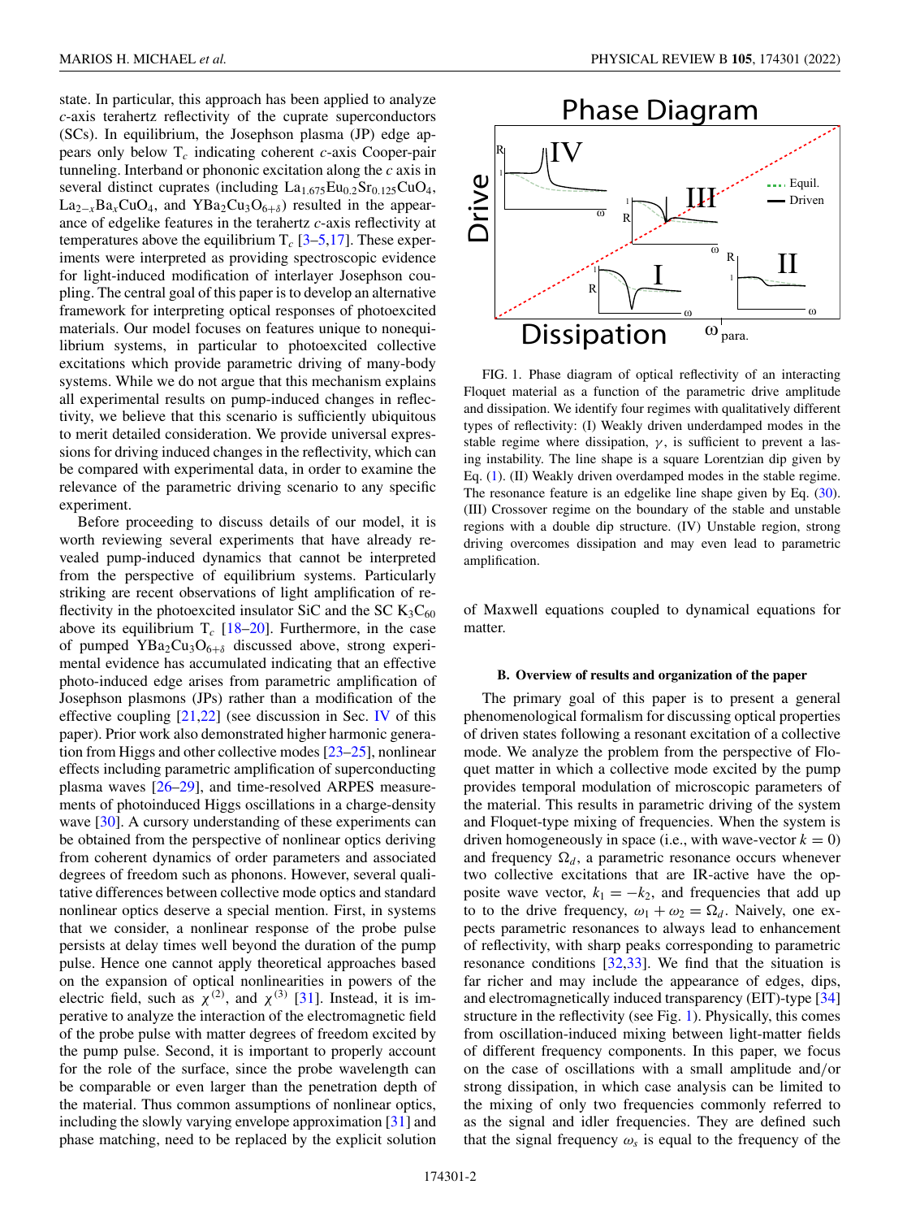state. In particular, this approach has been applied to analyze $c$-axis terahertz reflectivity of the cuprate superconductors (SCs). In equilibrium, the Josephson plasma (JP) edge appears only below $T_c$ indicating coherent $c$-axis Cooper-pair tunneling. Interband or phononic excitation along the $c$ axis in several distinct cuprates (including $La_{1.675}Eu_{0.2}Sr_{0.125}CuO_4$, $La_{2-x}Ba_xCuO_4$, and $YBa_2Cu_3O_{6+\delta}$) resulted in the appearance of edgelike features in the terahertz $c$-axis reflectivity at temperatures above the equilibrium $T_c$ [3–5,17]. These experiments were interpreted as providing spectroscopic evidence for light-induced modification of interlayer Josephson coupling. The central goal of this paper is to develop an alternative framework for interpreting optical responses of photoexcited materials. Our model focuses on features unique to nonequilibrium systems, in particular to photoexcited collective excitations which provide parametric driving of many-body systems. While we do not argue that this mechanism explains all experimental results on pump-induced changes in reflectivity, we believe that this scenario is sufficiently ubiquitous to merit detailed consideration. We provide universal expressions for driving induced changes in the reflectivity, which can be compared with experimental data, in order to examine the relevance of the parametric driving scenario to any specific experiment.

Before proceeding to discuss details of our model, it is worth reviewing several experiments that have already revealed pump-induced dynamics that cannot be interpreted from the perspective of equilibrium systems. Particularly striking are recent observations of light amplification of reflectivity in the photoexcited insulator SiC and the SC $K_3C_{60}$ above its equilibrium $T_c$ [18–20]. Furthermore, in the case of pumped $YBa_2Cu_3O_{6+\delta}$ discussed above, strong experimental evidence has accumulated indicating that an effective photo-induced edge arises from parametric amplification of Josephson plasmons (JPs) rather than a modification of the effective coupling [21,22] (see discussion in Sec. IV of this paper). Prior work also demonstrated higher harmonic generation from Higgs and other collective modes [23–25], nonlinear effects including parametric amplification of superconducting plasma waves [26–29], and time-resolved ARPES measurements of photoinduced Higgs oscillations in a charge-density wave [30]. A cursory understanding of these experiments can be obtained from the perspective of nonlinear optics deriving from coherent dynamics of order parameters and associated degrees of freedom such as phonons. However, several qualitative differences between collective mode optics and standard nonlinear optics deserve a special mention. First, in systems that we consider, a nonlinear response of the probe pulse persists at delay times well beyond the duration of the pump pulse. Hence one cannot apply theoretical approaches based on the expansion of optical nonlinearities in powers of the electric field, such as $\chi^{(2)}$, and $\chi^{(3)}$ [31]. Instead, it is imperative to analyze the interaction of the electromagnetic field of the probe pulse with matter degrees of freedom excited by the pump pulse. Second, it is important to properly account for the role of the surface, since the probe wavelength can be comparable or even larger than the penetration depth of the material. Thus common assumptions of nonlinear optics, including the slowly varying envelope approximation [31] and phase matching, need to be replaced by the explicit solution of Maxwell equations coupled to dynamical equations for matter.

FIG. 1. Phase diagram of optical reflectivity of an interacting Floquet material as a function of the parametric drive amplitude and dissipation. We identify four regimes with qualitatively different types of reflectivity: (I) Weakly driven underdamped modes in the stable regime where dissipation, $\gamma$, is sufficient to prevent a lasing instability. The line shape is a square Lorentzian dip given by Eq. (1). (II) Weakly driven overdamped modes in the stable regime. The resonance feature is an edgelike line shape given by Eq. (30). (III) Crossover regime on the boundary of the stable and unstable regions with a double dip structure. (IV) Unstable region, strong driving overcomes dissipation and may even lead to parametric amplification.

### B. Overview of results and organization of the paper

The primary goal of this paper is to present a general phenomenological formalism for discussing optical properties of driven states following a resonant excitation of a collective mode. We analyze the problem from the perspective of Floquet matter in which a collective mode excited by the pump provides temporal modulation of microscopic parameters of the material. This results in parametric driving of the system and Floquet-type mixing of frequencies. When the system is driven homogeneously in space (i.e., with wave-vector $k = 0$) and frequency $\Omega_d$, a parametric resonance occurs whenever two collective excitations that are IR-active have the opposite wave vector, $k_1 = -k_2$, and frequencies that add up to to the drive frequency, $\omega_1 + \omega_2 = \Omega_d$. Naively, one expects parametric resonances to always lead to enhancement of reflectivity, with sharp peaks corresponding to parametric resonance conditions [32,33]. We find that the situation is far richer and may include the appearance of edges, dips, and electromagnetically induced transparency (EIT)-type [34] structure in the reflectivity (see Fig. 1). Physically, this comes from oscillation-induced mixing between light-matter fields of different frequency components. In this paper, we focus on the case of oscillations with a small amplitude and/or strong dissipation, in which case analysis can be limited to the mixing of only two frequencies commonly referred to as the signal and idler frequencies. They are defined such that the signal frequency $\omega_s$ is equal to the frequency of the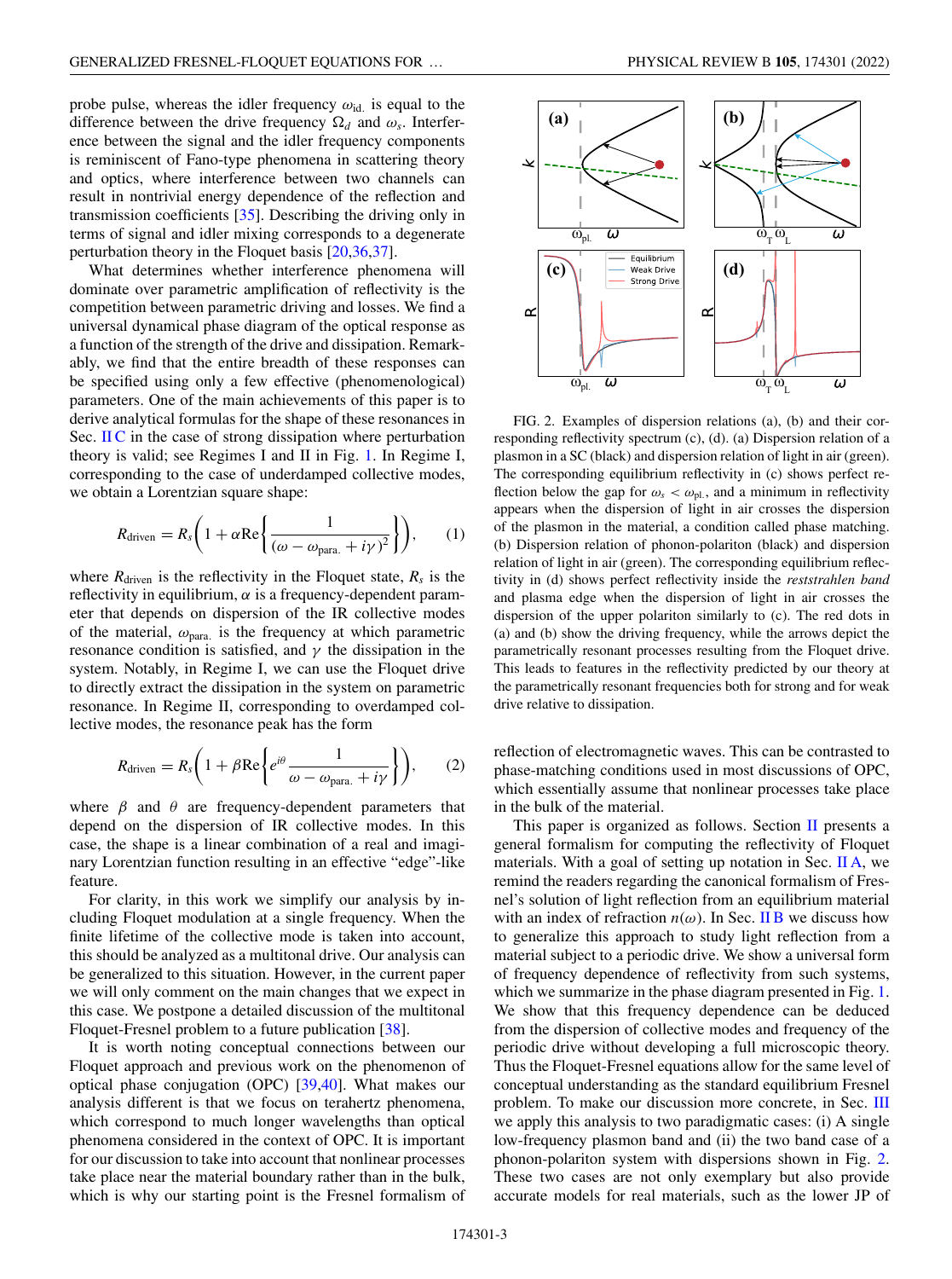probe pulse, whereas the idler frequency $\omega_{id.}$ is equal to the difference between the drive frequency $\Omega_d$ and $\omega_s$. Interference between the signal and the idler frequency components is reminiscent of Fano-type phenomena in scattering theory and optics, where interference between two channels can result in nontrivial energy dependence of the reflection and transmission coefficients [35]. Describing the driving only in terms of signal and idler mixing corresponds to a degenerate perturbation theory in the Floquet basis [20,36,37].

What determines whether interference phenomena will dominate over parametric amplification of reflectivity is the competition between parametric driving and losses. We find a universal dynamical phase diagram of the optical response as a function of the strength of the drive and dissipation. Remarkably, we find that the entire breadth of these responses can be specified using only a few effective (phenomenological) parameters. One of the main achievements of this paper is to derive analytical formulas for the shape of these resonances in Sec. II C in the case of strong dissipation where perturbation theory is valid; see Regimes I and II in Fig. 1. In Regime I, corresponding to the case of underdamped collective modes, we obtain a Lorentzian square shape:

$$R_{\text{driven}} = R_s\left(1 + \alpha\text{Re}\left\{\frac{1}{(\omega - \omega_{\text{para.}} + i\gamma)^2}\right\}\right), \quad (1)$$

where $R_{\text{driven}}$ is the reflectivity in the Floquet state, $R_s$ is the reflectivity in equilibrium, $\alpha$ is a frequency-dependent parameter that depends on dispersion of the IR collective modes of the material, $\omega_{\text{para.}}$ is the frequency at which parametric resonance condition is satisfied, and $\gamma$ the dissipation in the system. Notably, in Regime I, we can use the Floquet drive to directly extract the dissipation in the system on parametric resonance. In Regime II, corresponding to overdamped collective modes, the resonance peak has the form

$$R_{\text{driven}} = R_s\left(1 + \beta\text{Re}\left\{e^{i\theta}\frac{1}{\omega - \omega_{\text{para.}} + i\gamma}\right\}\right), \quad (2)$$

where $\beta$ and $\theta$ are frequency-dependent parameters that depend on the dispersion of IR collective modes. In this case, the shape is a linear combination of a real and imaginary Lorentzian function resulting in an effective "edge"-like feature.

For clarity, in this work we simplify our analysis by including Floquet modulation at a single frequency. When the finite lifetime of the collective mode is taken into account, this should be analyzed as a multitonal drive. Our analysis can be generalized to this situation. However, in the current paper we will only comment on the main changes that we expect in this case. We postpone a detailed discussion of the multitonal Floquet-Fresnel problem to a future publication [38].

It is worth noting conceptual connections between our Floquet approach and previous work on the phenomenon of optical phase conjugation (OPC) [39,40]. What makes our analysis different is that we focus on terahertz phenomena, which correspond to much longer wavelengths than optical phenomena considered in the context of OPC. It is important for our discussion to take into account that nonlinear processes take place near the material boundary rather than in the bulk, which is why our starting point is the Fresnel formalism of reflection of electromagnetic waves. This can be contrasted to phase-matching conditions used in most discussions of OPC, which essentially assume that nonlinear processes take place in the bulk of the material.

FIG. 2. Examples of dispersion relations (a), (b) and their corresponding reflectivity spectrum (c), (d). (a) Dispersion relation of a plasmon in a SC (black) and dispersion relation of light in air (green). The corresponding equilibrium reflectivity in (c) shows perfect reflection below the gap for $\omega_s < \omega_{\text{pl.}}$, and a minimum in reflectivity appears when the dispersion of light in air crosses the dispersion of the plasmon in the material, a condition called phase matching. (b) Dispersion relation of phonon-polariton (black) and dispersion relation of light in air (green). The corresponding equilibrium reflectivity in (d) shows perfect reflectivity inside the *reststrahlen band* and plasma edge when the dispersion of light in air crosses the dispersion of the upper polariton similarly to (c). The red dots in (a) and (b) show the driving frequency, while the arrows depict the parametrically resonant processes resulting from the Floquet drive. This leads to features in the reflectivity predicted by our theory at the parametrically resonant frequencies both for strong and for weak drive relative to dissipation.

This paper is organized as follows. Section II presents a general formalism for computing the reflectivity of Floquet materials. With a goal of setting up notation in Sec. II A, we remind the readers regarding the canonical formalism of Fresnel's solution of light reflection from an equilibrium material with an index of refraction $n(\omega)$. In Sec. II B we discuss how to generalize this approach to study light reflection from a material subject to a periodic drive. We show a universal form of frequency dependence of reflectivity from such systems, which we summarize in the phase diagram presented in Fig. 1. We show that this frequency dependence can be deduced from the dispersion of collective modes and frequency of the periodic drive without developing a full microscopic theory. Thus the Floquet-Fresnel equations allow for the same level of conceptual understanding as the standard equilibrium Fresnel problem. To make our discussion more concrete, in Sec. III we apply this analysis to two paradigmatic cases: (i) A single low-frequency plasmon band and (ii) the two band case of a phonon-polariton system with dispersions shown in Fig. 2. These two cases are not only exemplary but also provide accurate models for real materials, such as the lower JP of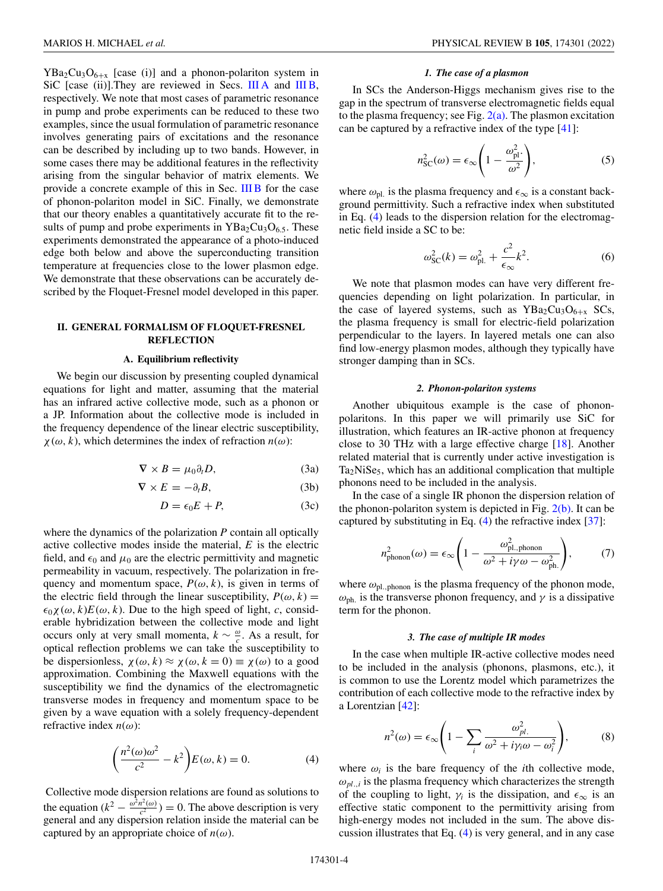$YBa_2Cu_3O_{6+x}$ [case (i)] and a phonon-polariton system in SiC [case (ii)].They are reviewed in Secs. III A and III B, respectively. We note that most cases of parametric resonance in pump and probe experiments can be reduced to these two examples, since the usual formulation of parametric resonance involves generating pairs of excitations and the resonance can be described by including up to two bands. However, in some cases there may be additional features in the reflectivity arising from the singular behavior of matrix elements. We provide a concrete example of this in Sec. III B for the case of phonon-polariton model in SiC. Finally, we demonstrate that our theory enables a quantitatively accurate fit to the results of pump and probe experiments in $YBa_2Cu_3O_{6.5}$. These experiments demonstrated the appearance of a photo-induced edge both below and above the superconducting transition temperature at frequencies close to the lower plasmon edge. We demonstrate that these observations can be accurately described by the Floquet-Fresnel model developed in this paper.

## II. GENERAL FORMALISM OF FLOQUET-FRESNEL REFLECTION

### A. Equilibrium reflectivity

We begin our discussion by presenting coupled dynamical equations for light and matter, assuming that the material has an infrared active collective mode, such as a phonon or a JP. Information about the collective mode is included in the frequency dependence of the linear electric susceptibility, $\chi(\omega, k)$, which determines the index of refraction $n(\omega)$:

$$\nabla \times B = \mu_0 \partial_t D, \tag{3a}$$

$$\nabla \times E = -\partial_t B, \tag{3b}$$

$$D = \epsilon_0 E + P, \tag{3c}$$

where the dynamics of the polarization $P$ contain all optically active collective modes inside the material, $E$ is the electric field, and $\epsilon_0$ and $\mu_0$ are the electric permittivity and magnetic permeability in vacuum, respectively. The polarization in frequency and momentum space, $P(\omega, k)$, is given in terms of the electric field through the linear susceptibility, $P(\omega, k) = \epsilon_0 \chi(\omega, k) E(\omega, k)$. Due to the high speed of light, $c$, considerable hybridization between the collective mode and light occurs only at very small momenta, $k \sim \frac{\omega}{c}$. As a result, for optical reflection problems we can take the susceptibility to be dispersionless, $\chi(\omega, k) \approx \chi(\omega, k = 0) \equiv \chi(\omega)$ to a good approximation. Combining the Maxwell equations with the susceptibility we find the dynamics of the electromagnetic transverse modes in frequency and momentum space to be given by a wave equation with a solely frequency-dependent refractive index $n(\omega)$:

$$\left( \frac{n^2(\omega)\omega^2}{c^2} - k^2 \right) E(\omega, k) = 0. \tag{4}$$

Collective mode dispersion relations are found as solutions to the equation $(k^2 - \frac{\omega^2 n^2(\omega)}{c^2}) = 0$. The above description is very general and any dispersion relation inside the material can be captured by an appropriate choice of $n(\omega)$.

#### 1. The case of a plasmon

In SCs the Anderson-Higgs mechanism gives rise to the gap in the spectrum of transverse electromagnetic fields equal to the plasma frequency; see Fig. 2(a). The plasmon excitation can be captured by a refractive index of the type [41]:

$$n_{\mathrm{SC}}^2(\omega) = \epsilon_\infty \left( 1 - \frac{\omega_{\mathrm{pl.}}^2}{\omega^2} \right), \tag{5}$$

where $\omega_{\mathrm{pl.}}$ is the plasma frequency and $\epsilon_\infty$ is a constant background permittivity. Such a refractive index when substituted in Eq. (4) leads to the dispersion relation for the electromagnetic field inside a SC to be:

$$\omega_{\mathrm{SC}}^2(k) = \omega_{\mathrm{pl.}}^2 + \frac{c^2}{\epsilon_\infty} k^2. \tag{6}$$

We note that plasmon modes can have very different frequencies depending on light polarization. In particular, in the case of layered systems, such as $YBa_2Cu_3O_{6+x}$ SCs, the plasma frequency is small for electric-field polarization perpendicular to the layers. In layered metals one can also find low-energy plasmon modes, although they typically have stronger damping than in SCs.

#### 2. Phonon-polariton systems

Another ubiquitous example is the case of phonon-polaritons. In this paper we will primarily use SiC for illustration, which features an IR-active phonon at frequency close to 30 THz with a large effective charge [18]. Another related material that is currently under active investigation is $Ta_2NiSe_5$, which has an additional complication that multiple phonons need to be included in the analysis.

In the case of a single IR phonon the dispersion relation of the phonon-polariton system is depicted in Fig. 2(b). It can be captured by substituting in Eq. (4) the refractive index [37]:

$$n_{\mathrm{phonon}}^2(\omega) = \epsilon_\infty \left( 1 - \frac{\omega_{\mathrm{pl.,phonon}}^2}{\omega^2 + i\gamma\omega - \omega_{\mathrm{ph.}}^2} \right), \tag{7}$$

where $\omega_{\mathrm{pl.,phonon}}$ is the plasma frequency of the phonon mode, $\omega_{\mathrm{ph.}}$ is the transverse phonon frequency, and $\gamma$ is a dissipative term for the phonon.

#### 3. The case of multiple IR modes

In the case when multiple IR-active collective modes need to be included in the analysis (phonons, plasmons, etc.), it is common to use the Lorentz model which parametrizes the contribution of each collective mode to the refractive index by a Lorentzian [42]:

$$n^2(\omega) = \epsilon_\infty \left( 1 - \sum_i \frac{\omega_{pl.}^2}{\omega^2 + i\gamma_i\omega - \omega_i^2} \right), \tag{8}$$

where $\omega_i$ is the bare frequency of the $i$th collective mode, $\omega_{pl.,i}$ is the plasma frequency which characterizes the strength of the coupling to light, $\gamma_i$ is the dissipation, and $\epsilon_\infty$ is an effective static component to the permittivity arising from high-energy modes not included in the sum. The above discussion illustrates that Eq. (4) is very general, and in any case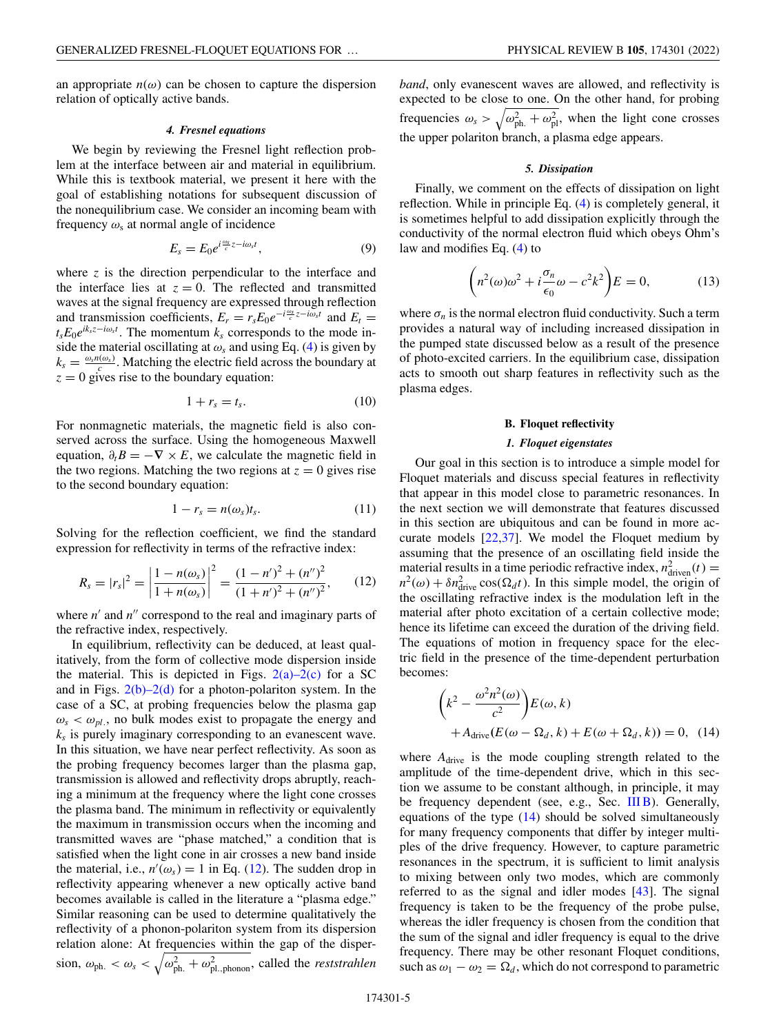an appropriate $n(\omega)$ can be chosen to capture the dispersion relation of optically active bands.

#### 4. Fresnel equations

We begin by reviewing the Fresnel light reflection problem at the interface between air and material in equilibrium. While this is textbook material, we present it here with the goal of establishing notations for subsequent discussion of the nonequilibrium case. We consider an incoming beam with frequency $\omega_s$ at normal angle of incidence

$$E_s = E_0 e^{i\frac{\omega_s}{c}z - i\omega_s t}, \tag{9}$$

where $z$ is the direction perpendicular to the interface and the interface lies at $z = 0$. The reflected and transmitted waves at the signal frequency are expressed through reflection and transmission coefficients, $E_r = r_s E_0 e^{-i\frac{\omega_s}{c}z - i\omega_s t}$ and $E_t = t_s E_0 e^{ik_s z - i\omega_s t}$. The momentum $k_s$ corresponds to the mode inside the material oscillating at $\omega_s$ and using Eq. (4) is given by $k_s = \frac{\omega_s n(\omega_s)}{c}$. Matching the electric field across the boundary at $z = 0$ gives rise to the boundary equation:

$$1 + r_s = t_s. \tag{10}$$

For nonmagnetic materials, the magnetic field is also conserved across the surface. Using the homogeneous Maxwell equation, $\partial_t B = -\nabla \times E$, we calculate the magnetic field in the two regions. Matching the two regions at $z = 0$ gives rise to the second boundary equation:

$$1 - r_s = n(\omega_s) t_s. \tag{11}$$

Solving for the reflection coefficient, we find the standard expression for reflectivity in terms of the refractive index:

$$R_s = |r_s|^2 = \left|\frac{1 - n(\omega_s)}{1 + n(\omega_s)}\right|^2 = \frac{(1 - n')^2 + (n'')^2}{(1 + n')^2 + (n'')^2}, \tag{12}$$

where $n'$ and $n''$ correspond to the real and imaginary parts of the refractive index, respectively.

In equilibrium, reflectivity can be deduced, at least qualitatively, from the form of collective mode dispersion inside the material. This is depicted in Figs. 2(a)–2(c) for a SC and in Figs. 2(b)–2(d) for a photon-polariton system. In the case of a SC, at probing frequencies below the plasma gap $\omega_s < \omega_{pl.}$, no bulk modes exist to propagate the energy and $k_s$ is purely imaginary corresponding to an evanescent wave. In this situation, we have near perfect reflectivity. As soon as the probing frequency becomes larger than the plasma gap, transmission is allowed and reflectivity drops abruptly, reaching a minimum at the frequency where the light cone crosses the plasma band. The minimum in reflectivity or equivalently the maximum in transmission occurs when the incoming and transmitted waves are "phase matched," a condition that is satisfied when the light cone in air crosses a new band inside the material, i.e., $n'(\omega_s) = 1$ in Eq. (12). The sudden drop in reflectivity appearing whenever a new optically active band becomes available is called in the literature a "plasma edge." Similar reasoning can be used to determine qualitatively the reflectivity of a phonon-polariton system from its dispersion relation alone: At frequencies within the gap of the dispersion, $\omega_{\text{ph.}} < \omega_s < \sqrt{\omega_{\text{ph.}}^2 + \omega_{\text{pl.,phonon}}^2}$, called the *reststrahlen band*, only evanescent waves are allowed, and reflectivity is expected to be close to one. On the other hand, for probing frequencies $\omega_s > \sqrt{\omega_{\text{ph.}}^2 + \omega_{\text{pl}}^2}$, when the light cone crosses the upper polariton branch, a plasma edge appears.

#### 5. Dissipation

Finally, we comment on the effects of dissipation on light reflection. While in principle Eq. (4) is completely general, it is sometimes helpful to add dissipation explicitly through the conductivity of the normal electron fluid which obeys Ohm's law and modifies Eq. (4) to

$$\left(n^2(\omega)\omega^2 + i\frac{\sigma_n}{\epsilon_0}\omega - c^2k^2\right)E = 0, \tag{13}$$

where $\sigma_n$ is the normal electron fluid conductivity. Such a term provides a natural way of including increased dissipation in the pumped state discussed below as a result of the presence of photo-excited carriers. In the equilibrium case, dissipation acts to smooth out sharp features in reflectivity such as the plasma edges.

### B. Floquet reflectivity

#### 1. Floquet eigenstates

Our goal in this section is to introduce a simple model for Floquet materials and discuss special features in reflectivity that appear in this model close to parametric resonances. In the next section we will demonstrate that features discussed in this section are ubiquitous and can be found in more accurate models [22,37]. We model the Floquet medium by assuming that the presence of an oscillating field inside the material results in a time periodic refractive index, $n^2_{\text{driven}}(t) = n^2(\omega) + \delta n^2_{\text{drive}} \cos(\Omega_d t)$. In this simple model, the origin of the oscillating refractive index is the modulation left in the material after photo excitation of a certain collective mode; hence its lifetime can exceed the duration of the driving field. The equations of motion in frequency space for the electric field in the presence of the time-dependent perturbation becomes:

$$\left(k^2 - \frac{\omega^2 n^2(\omega)}{c^2}\right)E(\omega, k) + A_{\text{drive}}(E(\omega - \Omega_d, k) + E(\omega + \Omega_d, k)) = 0, \tag{14}$$

where $A_{\text{drive}}$ is the mode coupling strength related to the amplitude of the time-dependent drive, which in this section we assume to be constant although, in principle, it may be frequency dependent (see, e.g., Sec. III B). Generally, equations of the type (14) should be solved simultaneously for many frequency components that differ by integer multiples of the drive frequency. However, to capture parametric resonances in the spectrum, it is sufficient to limit analysis to mixing between only two modes, which are commonly referred to as the signal and idler modes [43]. The signal frequency is taken to be the frequency of the probe pulse, whereas the idler frequency is chosen from the condition that the sum of the signal and idler frequency is equal to the drive frequency. There may be other resonant Floquet conditions, such as $\omega_1 - \omega_2 = \Omega_d$, which do not correspond to parametric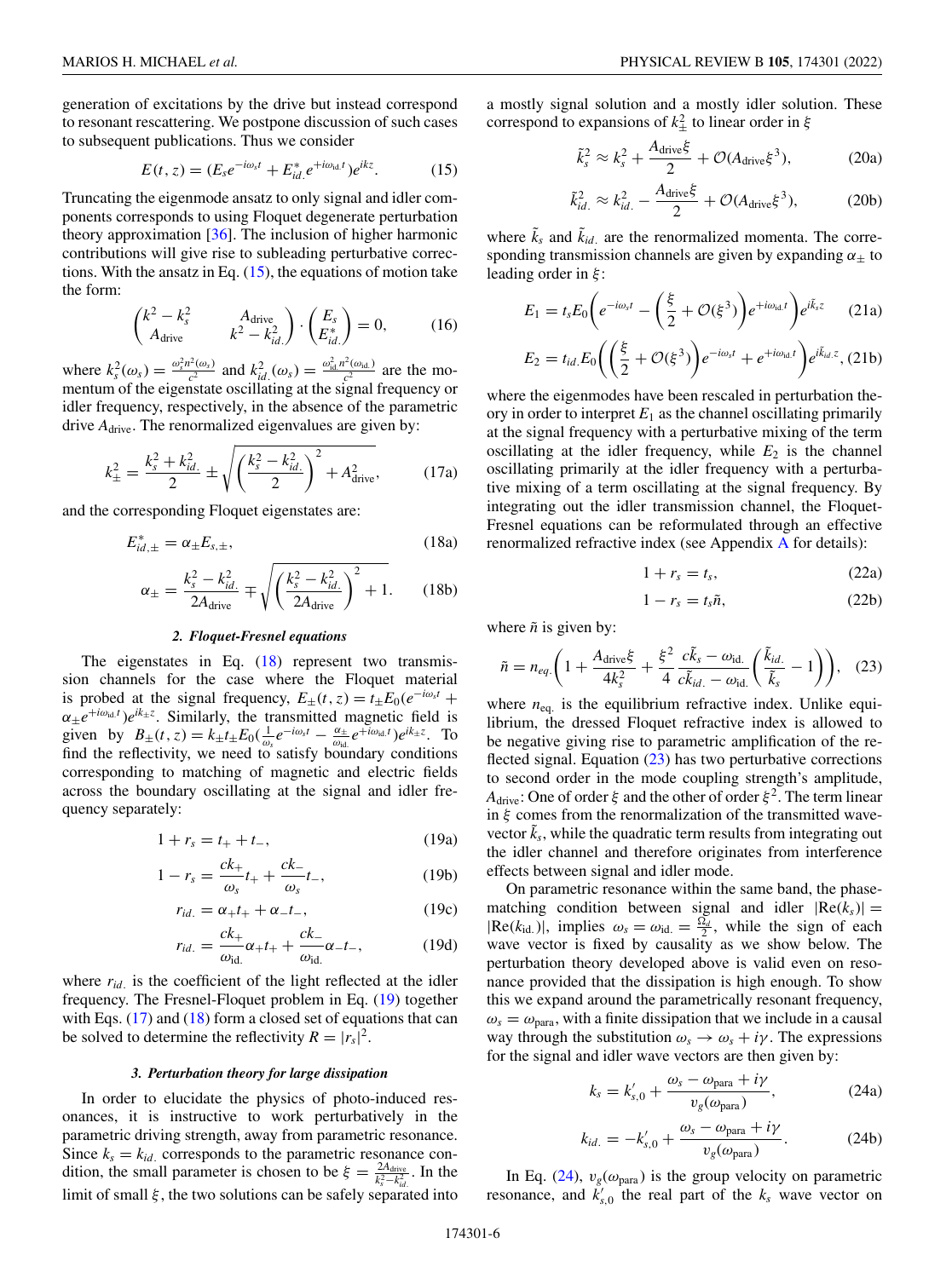generation of excitations by the drive but instead correspond to resonant rescattering. We postpone discussion of such cases to subsequent publications. Thus we consider

$$E(t,z) = (E_s e^{-i\omega_s t} + E^*_{id.} e^{+i\omega_{id.} t}) e^{ikz}. \tag{15}$$

Truncating the eigenmode ansatz to only signal and idler components corresponds to using Floquet degenerate perturbation theory approximation [36]. The inclusion of higher harmonic contributions will give rise to subleading perturbative corrections. With the ansatz in Eq. (15), the equations of motion take the form:

$$\begin{pmatrix} k^2 - k_s^2 & A_{\text{drive}} \\ A_{\text{drive}} & k^2 - k_{id.}^2 \end{pmatrix} \cdot \begin{pmatrix} E_s \\ E^*_{id.} \end{pmatrix} = 0, \tag{16}$$

where $k_s^2(\omega_s) = \frac{\omega_s^2 n^2(\omega_s)}{c^2}$ and $k_{id.}^2(\omega_s) = \frac{\omega_{id.}^2 n^2(\omega_{id.})}{c^2}$ are the momentum of the eigenstate oscillating at the signal frequency or idler frequency, respectively, in the absence of the parametric drive $A_{\text{drive}}$. The renormalized eigenvalues are given by:

$$k_\pm^2 = \frac{k_s^2 + k_{id.}^2}{2} \pm \sqrt{\left(\frac{k_s^2 - k_{id.}^2}{2}\right)^2 + A_{\text{drive}}^2}, \tag{17a}$$

and the corresponding Floquet eigenstates are:

$$E^*_{id,\pm} = \alpha_\pm E_{s,\pm}, \tag{18a}$$

$$\alpha_\pm = \frac{k_s^2 - k_{id.}^2}{2A_{\text{drive}}} \mp \sqrt{\left(\frac{k_s^2 - k_{id.}^2}{2A_{\text{drive}}}\right)^2 + 1}. \tag{18b}$$

#### 2. Floquet-Fresnel equations

The eigenstates in Eq. (18) represent two transmission channels for the case where the Floquet material is probed at the signal frequency, $E_\pm(t,z) = t_\pm E_0(e^{-i\omega_s t} + \alpha_\pm e^{+i\omega_{id.} t})e^{ik_\pm z}$. Similarly, the transmitted magnetic field is given by $B_\pm(t,z) = k_\pm t_\pm E_0(\frac{1}{\omega_s} e^{-i\omega_s t} - \frac{\alpha_\pm}{\omega_{id.}} e^{+i\omega_{id.} t})e^{ik_\pm z}$. To find the reflectivity, we need to satisfy boundary conditions corresponding to matching of magnetic and electric fields across the boundary oscillating at the signal and idler frequency separately:

$$1 + r_s = t_+ + t_-, \tag{19a}$$

$$1 - r_s = \frac{ck_+}{\omega_s} t_+ + \frac{ck_-}{\omega_s} t_-, \tag{19b}$$

$$r_{id.} = \alpha_+ t_+ + \alpha_- t_-, \tag{19c}$$

$$r_{id.} = \frac{ck_+}{\omega_{id.}} \alpha_+ t_+ + \frac{ck_-}{\omega_{id.}} \alpha_- t_-, \tag{19d}$$

where $r_{id.}$ is the coefficient of the light reflected at the idler frequency. The Fresnel-Floquet problem in Eq. (19) together with Eqs. (17) and (18) form a closed set of equations that can be solved to determine the reflectivity $R = |r_s|^2$.

#### 3. Perturbation theory for large dissipation

In order to elucidate the physics of photo-induced resonances, it is instructive to work perturbatively in the parametric driving strength, away from parametric resonance. Since $k_s = k_{id.}$ corresponds to the parametric resonance condition, the small parameter is chosen to be $\xi = \frac{2A_{\text{drive}}}{k_s^2 - k_{id.}^2}$. In the limit of small $\xi$, the two solutions can be safely separated into a mostly signal solution and a mostly idler solution. These correspond to expansions of $k_\pm^2$ to linear order in $\xi$

$$\tilde{k}_s^2 \approx k_s^2 + \frac{A_{\text{drive}}\xi}{2} + \mathcal{O}(A_{\text{drive}}\xi^3), \tag{20a}$$

$$\tilde{k}_{id.}^2 \approx k_{id.}^2 - \frac{A_{\text{drive}}\xi}{2} + \mathcal{O}(A_{\text{drive}}\xi^3), \tag{20b}$$

where $\tilde{k}_s$ and $\tilde{k}_{id.}$ are the renormalized momenta. The corresponding transmission channels are given by expanding $\alpha_\pm$ to leading order in $\xi$:

$$E_1 = t_s E_0 \left(e^{-i\omega_s t} - \left(\frac{\xi}{2} + \mathcal{O}(\xi^3)\right) e^{+i\omega_{id.} t}\right) e^{i\tilde{k}_s z} \tag{21a}$$

$$E_2 = t_{id.} E_0 \left(\left(\frac{\xi}{2} + \mathcal{O}(\xi^3)\right) e^{-i\omega_s t} + e^{+i\omega_{id.} t}\right) e^{i\tilde{k}_{id.} z}, \tag{21b}$$

where the eigenmodes have been rescaled in perturbation theory in order to interpret $E_1$ as the channel oscillating primarily at the signal frequency with a perturbative mixing of the term oscillating at the idler frequency, while $E_2$ is the channel oscillating primarily at the idler frequency with a perturbative mixing of a term oscillating at the signal frequency. By integrating out the idler transmission channel, the Floquet-Fresnel equations can be reformulated through an effective renormalized refractive index (see Appendix A for details):

$$1 + r_s = t_s, \tag{22a}$$

$$1 - r_s = t_s \tilde{n}, \tag{22b}$$

where $\tilde{n}$ is given by:

$$\tilde{n} = n_{eq.}\left(1 + \frac{A_{\text{drive}}\xi}{4k_s^2} + \frac{\xi^2}{4}\frac{c\tilde{k}_s - \omega_{id.}}{c\tilde{k}_{id.} - \omega_{id.}}\left(\frac{\tilde{k}_{id.}}{\tilde{k}_s} - 1\right)\right), \tag{23}$$

where $n_{eq.}$ is the equilibrium refractive index. Unlike equilibrium, the dressed Floquet refractive index is allowed to be negative giving rise to parametric amplification of the reflected signal. Equation (23) has two perturbative corrections to second order in the mode coupling strength's amplitude, $A_{\text{drive}}$: One of order $\xi$ and the other of order $\xi^2$. The term linear in $\xi$ comes from the renormalization of the transmitted wavevector $\tilde{k}_s$, while the quadratic term results from integrating out the idler channel and therefore originates from interference effects between signal and idler mode.

On parametric resonance within the same band, the phase-matching condition between signal and idler $|\text{Re}(k_s)| = |\text{Re}(k_{id.})|$, implies $\omega_s = \omega_{id.} = \frac{\Omega_d}{2}$, while the sign of each wave vector is fixed by causality as we show below. The perturbation theory developed above is valid even on resonance provided that the dissipation is high enough. To show this we expand around the parametrically resonant frequency, $\omega_s = \omega_{\text{para}}$, with a finite dissipation that we include in a causal way through the substitution $\omega_s \to \omega_s + i\gamma$. The expressions for the signal and idler wave vectors are then given by:

$$k_s = k'_{s,0} + \frac{\omega_s - \omega_{\text{para}} + i\gamma}{v_g(\omega_{\text{para}})}, \tag{24a}$$

$$k_{id.} = -k'_{s,0} + \frac{\omega_s - \omega_{\text{para}} + i\gamma}{v_g(\omega_{\text{para}})}. \tag{24b}$$

In Eq. (24), $v_g(\omega_{\text{para}})$ is the group velocity on parametric resonance, and $k'_{s,0}$ the real part of the $k_s$ wave vector on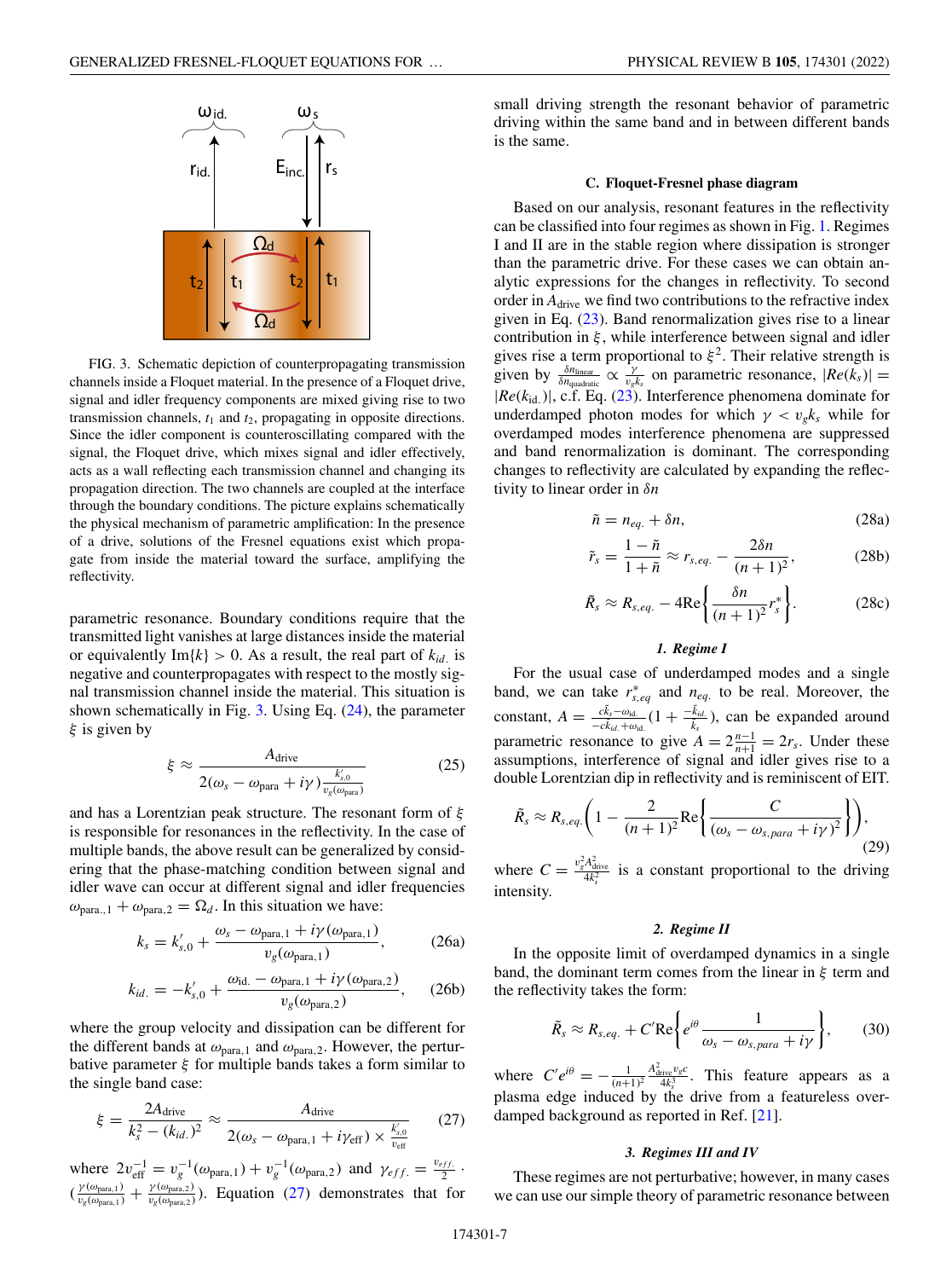FIG. 3. Schematic depiction of counterpropagating transmission channels inside a Floquet material. In the presence of a Floquet drive, signal and idler frequency components are mixed giving rise to two transmission channels, $t_1$ and $t_2$, propagating in opposite directions. Since the idler component is counteroscillating compared with the signal, the Floquet drive, which mixes signal and idler effectively, acts as a wall reflecting each transmission channel and changing its propagation direction. The two channels are coupled at the interface through the boundary conditions. The picture explains schematically the physical mechanism of parametric amplification: In the presence of a drive, solutions of the Fresnel equations exist which propagate from inside the material toward the surface, amplifying the reflectivity.

parametric resonance. Boundary conditions require that the transmitted light vanishes at large distances inside the material or equivalently $\text{Im}\{k\} > 0$. As a result, the real part of $k_{id.}$ is negative and counterpropagates with respect to the mostly signal transmission channel inside the material. This situation is shown schematically in Fig. 3. Using Eq. (24), the parameter $\xi$ is given by

$$\xi \approx \frac{A_{\text{drive}}}{2(\omega_s - \omega_{\text{para}} + i\gamma)\frac{k'_{s,0}}{v_g(\omega_{\text{para}})}} \tag{25}$$

and has a Lorentzian peak structure. The resonant form of $\xi$ is responsible for resonances in the reflectivity. In the case of multiple bands, the above result can be generalized by considering that the phase-matching condition between signal and idler wave can occur at different signal and idler frequencies $\omega_{\text{para.},1} + \omega_{\text{para},2} = \Omega_d$. In this situation we have:

$$k_s = k'_{s,0} + \frac{\omega_s - \omega_{\text{para},1} + i\gamma(\omega_{\text{para},1})}{v_g(\omega_{\text{para},1})}, \tag{26a}$$

$$k_{id.} = -k'_{s,0} + \frac{\omega_{\text{id.}} - \omega_{\text{para},1} + i\gamma(\omega_{\text{para},2})}{v_g(\omega_{\text{para},2})}, \tag{26b}$$

where the group velocity and dissipation can be different for the different bands at $\omega_{\text{para},1}$ and $\omega_{\text{para},2}$. However, the perturbative parameter $\xi$ for multiple bands takes a form similar to the single band case:

$$\xi = \frac{2A_{\text{drive}}}{k_s^2 - (k_{id.})^2} \approx \frac{A_{\text{drive}}}{2(\omega_s - \omega_{\text{para},1} + i\gamma_{\text{eff}}) \times \frac{k'_{s,0}}{v_{\text{eff}}}} \tag{27}$$

where $2v_{\text{eff}}^{-1} = v_g^{-1}(\omega_{\text{para},1}) + v_g^{-1}(\omega_{\text{para},2})$ and $\gamma_{eff.} = \frac{v_{eff.}}{2} \cdot (\frac{\gamma(\omega_{\text{para},1})}{v_g(\omega_{\text{para},1})} + \frac{\gamma(\omega_{\text{para},2})}{v_g(\omega_{\text{para},2})})$. Equation (27) demonstrates that for small driving strength the resonant behavior of parametric driving within the same band and in between different bands is the same.

### C. Floquet-Fresnel phase diagram

Based on our analysis, resonant features in the reflectivity can be classified into four regimes as shown in Fig. 1. Regimes I and II are in the stable region where dissipation is stronger than the parametric drive. For these cases we can obtain analytic expressions for the changes in reflectivity. To second order in $A_{\text{drive}}$ we find two contributions to the refractive index given in Eq. (23). Band renormalization gives rise to a linear contribution in $\xi$, while interference between signal and idler gives rise a term proportional to $\xi^2$. Their relative strength is given by $\frac{\delta n_{\text{linear}}}{\delta n_{\text{quadratic}}} \propto \frac{\gamma}{v_g k_s}$ on parametric resonance, $|Re(k_s)| = |Re(k_{\text{id.}})|$, c.f. Eq. (23). Interference phenomena dominate for underdamped photon modes for which $\gamma < v_g k_s$ while for overdamped modes interference phenomena are suppressed and band renormalization is dominant. The corresponding changes to reflectivity are calculated by expanding the reflectivity to linear order in $\delta n$

$$\tilde{n} = n_{eq.} + \delta n, \tag{28a}$$

$$\tilde{r}_s = \frac{1 - \tilde{n}}{1 + \tilde{n}} \approx r_{s,eq.} - \frac{2\delta n}{(n+1)^2}, \tag{28b}$$

$$\tilde{R}_s \approx R_{s,eq.} - 4\text{Re}\left\{\frac{\delta n}{(n+1)^2} r_s^*\right\}. \tag{28c}$$

#### 1. Regime I

For the usual case of underdamped modes and a single band, we can take $r^*_{s,eq}$ and $n_{eq.}$ to be real. Moreover, the constant, $A = \frac{c\tilde{k}_s - \omega_{\text{id.}}}{-c\tilde{k}_{id.} + \omega_{\text{id.}}}(1 + \frac{-\tilde{k}_{id.}}{k_s})$, can be expanded around parametric resonance to give $A = 2\frac{n-1}{n+1} = 2r_s$. Under these assumptions, interference of signal and idler gives rise to a double Lorentzian dip in reflectivity and is reminiscent of EIT.

$$\tilde{R}_s \approx R_{s,eq.}\left(1 - \frac{2}{(n+1)^2}\text{Re}\left\{\frac{C}{(\omega_s - \omega_{s,para} + i\gamma)^2}\right\}\right), \tag{29}$$

where $C = \frac{v_g^2 A_{\text{drive}}^2}{4k_s^2}$ is a constant proportional to the driving intensity.

#### 2. Regime II

In the opposite limit of overdamped dynamics in a single band, the dominant term comes from the linear in $\xi$ term and the reflectivity takes the form:

$$\tilde{R}_s \approx R_{s,eq.} + C'\text{Re}\left\{e^{i\theta}\frac{1}{\omega_s - \omega_{s,para} + i\gamma}\right\}, \tag{30}$$

where $C'e^{i\theta} = -\frac{1}{(n+1)^2}\frac{A_{\text{drive}}^2 v_g c}{4k_s^3}$. This feature appears as a plasma edge induced by the drive from a featureless overdamped background as reported in Ref. [21].

#### 3. Regimes III and IV

These regimes are not perturbative; however, in many cases we can use our simple theory of parametric resonance between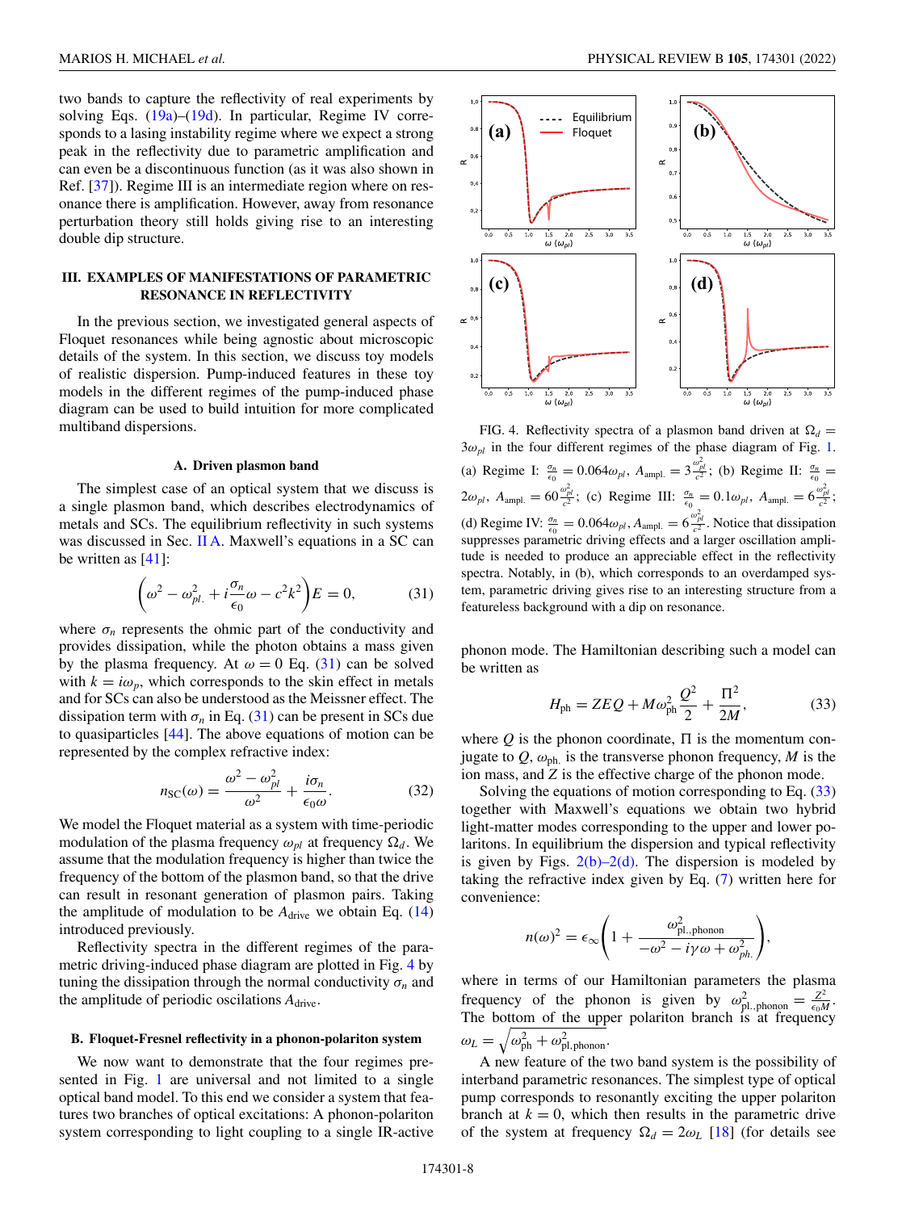two bands to capture the reflectivity of real experiments by solving Eqs. (19a)–(19d). In particular, Regime IV corresponds to a lasing instability regime where we expect a strong peak in the reflectivity due to parametric amplification and can even be a discontinuous function (as it was also shown in Ref. [37]). Regime III is an intermediate region where on resonance there is amplification. However, away from resonance perturbation theory still holds giving rise to an interesting double dip structure.

## III. EXAMPLES OF MANIFESTATIONS OF PARAMETRIC RESONANCE IN REFLECTIVITY

In the previous section, we investigated general aspects of Floquet resonances while being agnostic about microscopic details of the system. In this section, we discuss toy models of realistic dispersion. Pump-induced features in these toy models in the different regimes of the pump-induced phase diagram can be used to build intuition for more complicated multiband dispersions.

### A. Driven plasmon band

The simplest case of an optical system that we discuss is a single plasmon band, which describes electrodynamics of metals and SCs. The equilibrium reflectivity in such systems was discussed in Sec. II A. Maxwell's equations in a SC can be written as [41]:

$$\left(\omega^2 - \omega_{pl.}^2 + i\frac{\sigma_n}{\epsilon_0}\omega - c^2k^2\right)E = 0, \tag{31}$$

where $\sigma_n$ represents the ohmic part of the conductivity and provides dissipation, while the photon obtains a mass given by the plasma frequency. At $\omega = 0$ Eq. (31) can be solved with $k = i\omega_p$, which corresponds to the skin effect in metals and for SCs can also be understood as the Meissner effect. The dissipation term with $\sigma_n$ in Eq. (31) can be present in SCs due to quasiparticles [44]. The above equations of motion can be represented by the complex refractive index:

$$n_{\rm SC}(\omega) = \frac{\omega^2 - \omega_{pl}^2}{\omega^2} + \frac{i\sigma_n}{\epsilon_0\omega}. \tag{32}$$

We model the Floquet material as a system with time-periodic modulation of the plasma frequency $\omega_{pl}$ at frequency $\Omega_d$. We assume that the modulation frequency is higher than twice the frequency of the bottom of the plasmon band, so that the drive can result in resonant generation of plasmon pairs. Taking the amplitude of modulation to be $A_{\rm drive}$ we obtain Eq. (14) introduced previously.

Reflectivity spectra in the different regimes of the parametric driving-induced phase diagram are plotted in Fig. 4 by tuning the dissipation through the normal conductivity $\sigma_n$ and the amplitude of periodic oscillations $A_{\rm drive}$.

FIG. 4. Reflectivity spectra of a plasmon band driven at $\Omega_d = 3\omega_{pl}$ in the four different regimes of the phase diagram of Fig. 1. (a) Regime I: $\frac{\sigma_n}{\epsilon_0} = 0.064\omega_{pl}$, $A_{\rm ampl.} = 3\frac{\omega_{pl}^2}{c^2}$; (b) Regime II: $\frac{\sigma_n}{\epsilon_0} = 2\omega_{pl}$, $A_{\rm ampl.} = 60\frac{\omega_{pl}^2}{c^2}$; (c) Regime III: $\frac{\sigma_n}{\epsilon_0} = 0.1\omega_{pl}$, $A_{\rm ampl.} = 6\frac{\omega_{pl}^2}{c^2}$; (d) Regime IV: $\frac{\sigma_n}{\epsilon_0} = 0.064\omega_{pl}$, $A_{\rm ampl.} = 6\frac{\omega_{pl}^2}{c^2}$. Notice that dissipation suppresses parametric driving effects and a larger oscillation amplitude is needed to produce an appreciable effect in the reflectivity spectra. Notably, in (b), which corresponds to an overdamped system, parametric driving gives rise to an interesting structure from a featureless background with a dip on resonance.

### B. Floquet-Fresnel reflectivity in a phonon-polariton system

We now want to demonstrate that the four regimes presented in Fig. 1 are universal and not limited to a single optical band model. To this end we consider a system that features two branches of optical excitations: A phonon-polariton system corresponding to light coupling to a single IR-active phonon mode. The Hamiltonian describing such a model can be written as

$$H_{\rm ph} = ZEQ + M\omega_{\rm ph}^2\frac{Q^2}{2} + \frac{\Pi^2}{2M}, \tag{33}$$

where $Q$ is the phonon coordinate, $\Pi$ is the momentum conjugate to $Q$, $\omega_{\rm ph.}$ is the transverse phonon frequency, $M$ is the ion mass, and $Z$ is the effective charge of the phonon mode.

Solving the equations of motion corresponding to Eq. (33) together with Maxwell's equations we obtain two hybrid light-matter modes corresponding to the upper and lower polaritons. In equilibrium the dispersion and typical reflectivity is given by Figs. 2(b)–2(d). The dispersion is modeled by taking the refractive index given by Eq. (7) written here for convenience:

$$n(\omega)^2 = \epsilon_\infty\left(1 + \frac{\omega_{\rm pl.,phonon}^2}{-\omega^2 - i\gamma\omega + \omega_{ph.}^2}\right),$$

where in terms of our Hamiltonian parameters the plasma frequency of the phonon is given by $\omega_{\rm pl.,phonon}^2 = \frac{Z^2}{\epsilon_0 M}$. The bottom of the upper polariton branch is at frequency $\omega_L = \sqrt{\omega_{\rm ph}^2 + \omega_{\rm pl.,phonon}^2}$.

A new feature of the two band system is the possibility of interband parametric resonances. The simplest type of optical pump corresponds to resonantly exciting the upper polariton branch at $k = 0$, which then results in the parametric drive of the system at frequency $\Omega_d = 2\omega_L$ [18] (for details see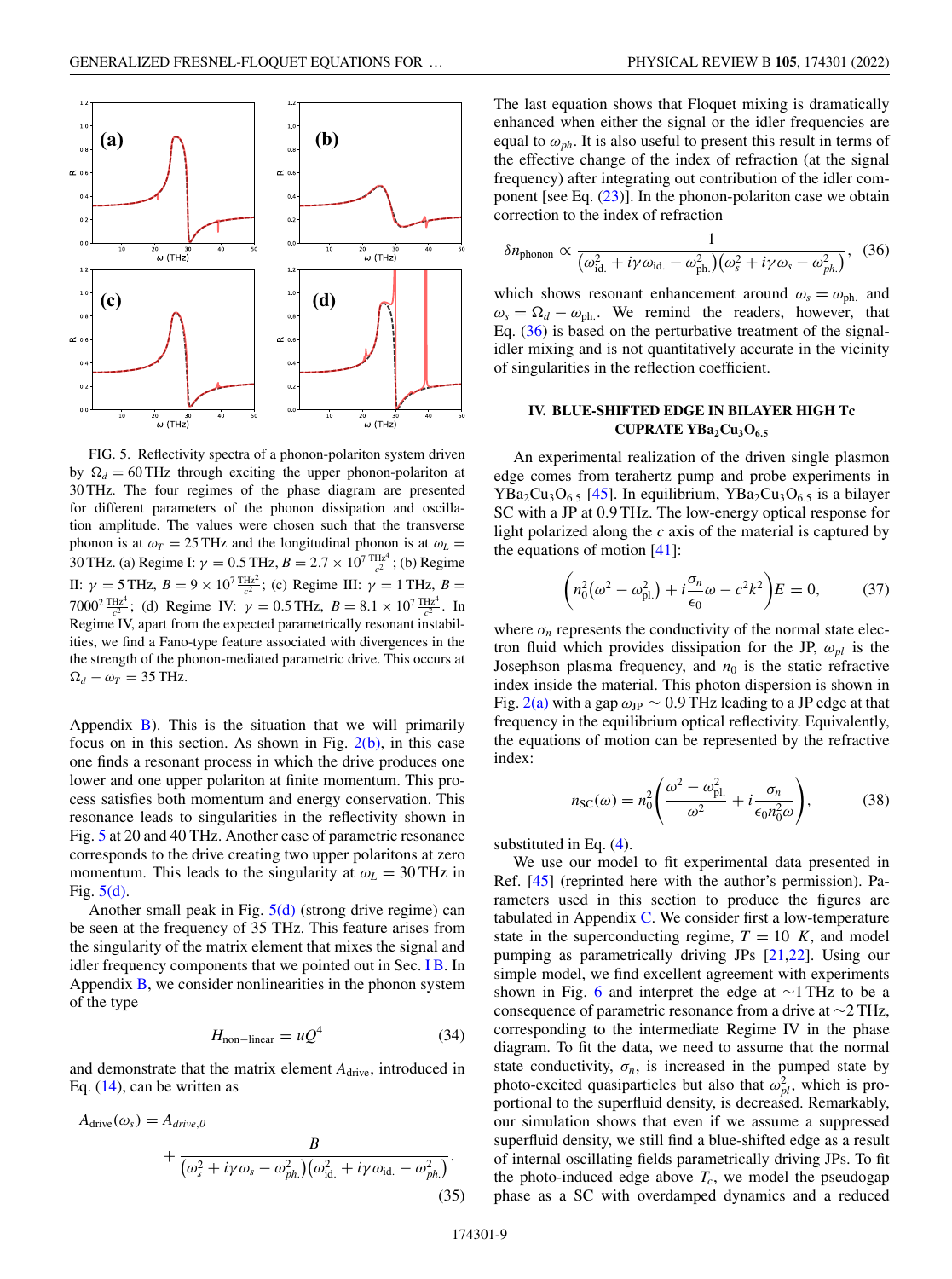FIG. 5. Reflectivity spectra of a phonon-polariton system driven by $\Omega_d = 60\,\text{THz}$ through exciting the upper phonon-polariton at 30 THz. The four regimes of the phase diagram are presented for different parameters of the phonon dissipation and oscillation amplitude. The values were chosen such that the transverse phonon is at $\omega_T = 25\,\text{THz}$ and the longitudinal phonon is at $\omega_L = 30\,\text{THz}$. (a) Regime I: $\gamma = 0.5\,\text{THz}$, $B = 2.7 \times 10^7\,\frac{\text{THz}^4}{c^2}$; (b) Regime II: $\gamma = 5\,\text{THz}$, $B = 9 \times 10^7\,\frac{\text{THz}^2}{c^2}$; (c) Regime III: $\gamma = 1\,\text{THz}$, $B = 7000^2\,\frac{\text{THz}^4}{c^2}$; (d) Regime IV: $\gamma = 0.5\,\text{THz}$, $B = 8.1 \times 10^7\,\frac{\text{THz}^4}{c^2}$. In Regime IV, apart from the expected parametrically resonant instabilities, we find a Fano-type feature associated with divergences in the the strength of the phonon-mediated parametric drive. This occurs at $\Omega_d - \omega_T = 35\,\text{THz}$.

Appendix B). This is the situation that we will primarily focus on in this section. As shown in Fig. 2(b), in this case one finds a resonant process in which the drive produces one lower and one upper polariton at finite momentum. This process satisfies both momentum and energy conservation. This resonance leads to singularities in the reflectivity shown in Fig. 5 at 20 and 40 THz. Another case of parametric resonance corresponds to the drive creating two upper polaritons at zero momentum. This leads to the singularity at $\omega_L = 30\,\text{THz}$ in Fig. 5(d).

Another small peak in Fig. 5(d) (strong drive regime) can be seen at the frequency of 35 THz. This feature arises from the singularity of the matrix element that mixes the signal and idler frequency components that we pointed out in Sec. I B. In Appendix B, we consider nonlinearities in the phonon system of the type

$$H_{\text{non-linear}} = uQ^4 \tag{34}$$

and demonstrate that the matrix element $A_{\text{drive}}$, introduced in Eq. (14), can be written as

$$A_{\text{drive}}(\omega_s) = A_{drive,0} + \frac{B}{\left(\omega_s^2 + i\gamma\omega_s - \omega_{ph.}^2\right)\left(\omega_{\text{id.}}^2 + i\gamma\omega_{\text{id.}} - \omega_{ph.}^2\right)}. \tag{35}$$

The last equation shows that Floquet mixing is dramatically enhanced when either the signal or the idler frequencies are equal to $\omega_{ph}$. It is also useful to present this result in terms of the effective change of the index of refraction (at the signal frequency) after integrating out contribution of the idler component [see Eq. (23)]. In the phonon-polariton case we obtain correction to the index of refraction

$$\delta n_{\text{phonon}} \propto \frac{1}{\left(\omega_{\text{id.}}^2 + i\gamma\omega_{\text{id.}} - \omega_{\text{ph.}}^2\right)\left(\omega_s^2 + i\gamma\omega_s - \omega_{ph.}^2\right)}, \tag{36}$$

which shows resonant enhancement around $\omega_s = \omega_{\text{ph.}}$ and $\omega_s = \Omega_d - \omega_{\text{ph.}}$. We remind the readers, however, that Eq. (36) is based on the perturbative treatment of the signal-idler mixing and is not quantitatively accurate in the vicinity of singularities in the reflection coefficient.

## IV. BLUE-SHIFTED EDGE IN BILAYER HIGH Tc CUPRATE $YBa_2Cu_3O_{6.5}$

An experimental realization of the driven single plasmon edge comes from terahertz pump and probe experiments in $YBa_2Cu_3O_{6.5}$ [45]. In equilibrium, $YBa_2Cu_3O_{6.5}$ is a bilayer SC with a JP at 0.9 THz. The low-energy optical response for light polarized along the $c$ axis of the material is captured by the equations of motion [41]:

$$\left(n_0^2\left(\omega^2 - \omega_{\text{pl.}}^2\right) + i\frac{\sigma_n}{\epsilon_0}\omega - c^2k^2\right)E = 0, \tag{37}$$

where $\sigma_n$ represents the conductivity of the normal state electron fluid which provides dissipation for the JP, $\omega_{pl}$ is the Josephson plasma frequency, and $n_0$ is the static refractive index inside the material. This photon dispersion is shown in Fig. 2(a) with a gap $\omega_{\text{JP}} \sim 0.9\,\text{THz}$ leading to a JP edge at that frequency in the equilibrium optical reflectivity. Equivalently, the equations of motion can be represented by the refractive index:

$$n_{\text{SC}}(\omega) = n_0^2\left(\frac{\omega^2 - \omega_{\text{pl.}}^2}{\omega^2} + i\frac{\sigma_n}{\epsilon_0 n_0^2\omega}\right), \tag{38}$$

substituted in Eq. (4).

We use our model to fit experimental data presented in Ref. [45] (reprinted here with the author's permission). Parameters used in this section to produce the figures are tabulated in Appendix C. We consider first a low-temperature state in the superconducting regime, $T = 10\ K$, and model pumping as parametrically driving JPs [21,22]. Using our simple model, we find excellent agreement with experiments shown in Fig. 6 and interpret the edge at ~1 THz to be a consequence of parametric resonance from a drive at ~2 THz, corresponding to the intermediate Regime IV in the phase diagram. To fit the data, we need to assume that the normal state conductivity, $\sigma_n$, is increased in the pumped state by photo-excited quasiparticles but also that $\omega_{pl}^2$, which is proportional to the superfluid density, is decreased. Remarkably, our simulation shows that even if we assume a suppressed superfluid density, we still find a blue-shifted edge as a result of internal oscillating fields parametrically driving JPs. To fit the photo-induced edge above $T_c$, we model the pseudogap phase as a SC with overdamped dynamics and a reduced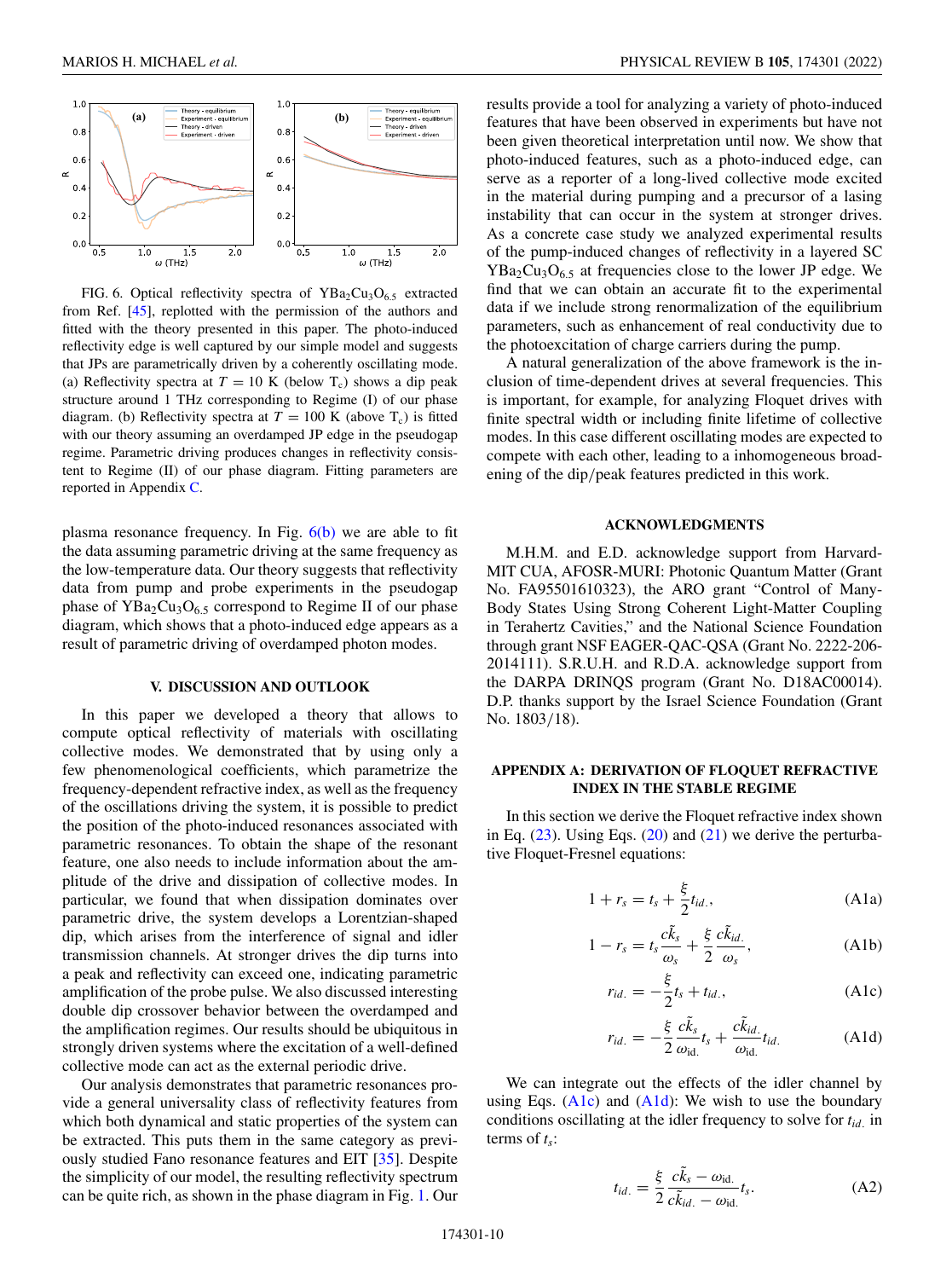FIG. 6. Optical reflectivity spectra of $YBa_2Cu_3O_{6.5}$ extracted from Ref. [45], replotted with the permission of the authors and fitted with the theory presented in this paper. The photo-induced reflectivity edge is well captured by our simple model and suggests that JPs are parametrically driven by a coherently oscillating mode. (a) Reflectivity spectra at $T = 10$ K (below $T_c$) shows a dip peak structure around 1 THz corresponding to Regime (I) of our phase diagram. (b) Reflectivity spectra at $T = 100$ K (above $T_c$) is fitted with our theory assuming an overdamped JP edge in the pseudogap regime. Parametric driving produces changes in reflectivity consistent to Regime (II) of our phase diagram. Fitting parameters are reported in Appendix C.

plasma resonance frequency. In Fig. 6(b) we are able to fit the data assuming parametric driving at the same frequency as the low-temperature data. Our theory suggests that reflectivity data from pump and probe experiments in the pseudogap phase of $YBa_2Cu_3O_{6.5}$ correspond to Regime II of our phase diagram, which shows that a photo-induced edge appears as a result of parametric driving of overdamped photon modes.

## V. DISCUSSION AND OUTLOOK

In this paper we developed a theory that allows to compute optical reflectivity of materials with oscillating collective modes. We demonstrated that by using only a few phenomenological coefficients, which parametrize the frequency-dependent refractive index, as well as the frequency of the oscillations driving the system, it is possible to predict the position of the photo-induced resonances associated with parametric resonances. To obtain the shape of the resonant feature, one also needs to include information about the amplitude of the drive and dissipation of collective modes. In particular, we found that when dissipation dominates over parametric drive, the system develops a Lorentzian-shaped dip, which arises from the interference of signal and idler transmission channels. At stronger drives the dip turns into a peak and reflectivity can exceed one, indicating parametric amplification of the probe pulse. We also discussed interesting double dip crossover behavior between the overdamped and the amplification regimes. Our results should be ubiquitous in strongly driven systems where the excitation of a well-defined collective mode can act as the external periodic drive.

Our analysis demonstrates that parametric resonances provide a general universality class of reflectivity features from which both dynamical and static properties of the system can be extracted. This puts them in the same category as previously studied Fano resonance features and EIT [35]. Despite the simplicity of our model, the resulting reflectivity spectrum can be quite rich, as shown in the phase diagram in Fig. 1. Our results provide a tool for analyzing a variety of photo-induced features that have been observed in experiments but have not been given theoretical interpretation until now. We show that photo-induced features, such as a photo-induced edge, can serve as a reporter of a long-lived collective mode excited in the material during pumping and a precursor of a lasing instability that can occur in the system at stronger drives. As a concrete case study we analyzed experimental results of the pump-induced changes of reflectivity in a layered SC $YBa_2Cu_3O_{6.5}$ at frequencies close to the lower JP edge. We find that we can obtain an accurate fit to the experimental data if we include strong renormalization of the equilibrium parameters, such as enhancement of real conductivity due to the photoexcitation of charge carriers during the pump.

A natural generalization of the above framework is the inclusion of time-dependent drives at several frequencies. This is important, for example, for analyzing Floquet drives with finite spectral width or including finite lifetime of collective modes. In this case different oscillating modes are expected to compete with each other, leading to a inhomogeneous broadening of the dip/peak features predicted in this work.

## ACKNOWLEDGMENTS

M.H.M. and E.D. acknowledge support from Harvard-MIT CUA, AFOSR-MURI: Photonic Quantum Matter (Grant No. FA95501610323), the ARO grant "Control of Many-Body States Using Strong Coherent Light-Matter Coupling in Terahertz Cavities," and the National Science Foundation through grant NSF EAGER-QAC-QSA (Grant No. 2222-206-2014111). S.R.U.H. and R.D.A. acknowledge support from the DARPA DRINQS program (Grant No. D18AC00014). D.P. thanks support by the Israel Science Foundation (Grant No. 1803/18).

## APPENDIX A: DERIVATION OF FLOQUET REFRACTIVE INDEX IN THE STABLE REGIME

In this section we derive the Floquet refractive index shown in Eq. (23). Using Eqs. (20) and (21) we derive the perturbative Floquet-Fresnel equations:

$$1 + r_s = t_s + \frac{\xi}{2} t_{id.}, \tag{A1a}$$

$$1 - r_s = t_s \frac{c\tilde{k}_s}{\omega_s} + \frac{\xi}{2} \frac{c\tilde{k}_{id.}}{\omega_s}, \tag{A1b}$$

$$r_{id.} = -\frac{\xi}{2} t_s + t_{id.}, \tag{A1c}$$

$$r_{id.} = -\frac{\xi}{2} \frac{c\tilde{k}_s}{\omega_{\mathrm{id.}}} t_s + \frac{c\tilde{k}_{id.}}{\omega_{\mathrm{id.}}} t_{id.} \tag{A1d}$$

We can integrate out the effects of the idler channel by using Eqs. (A1c) and (A1d): We wish to use the boundary conditions oscillating at the idler frequency to solve for $t_{id.}$ in terms of $t_s$:

$$t_{id.} = \frac{\xi}{2} \frac{c\tilde{k}_s - \omega_{\mathrm{id.}}}{c\tilde{k}_{id.} - \omega_{\mathrm{id.}}} t_s. \tag{A2}$$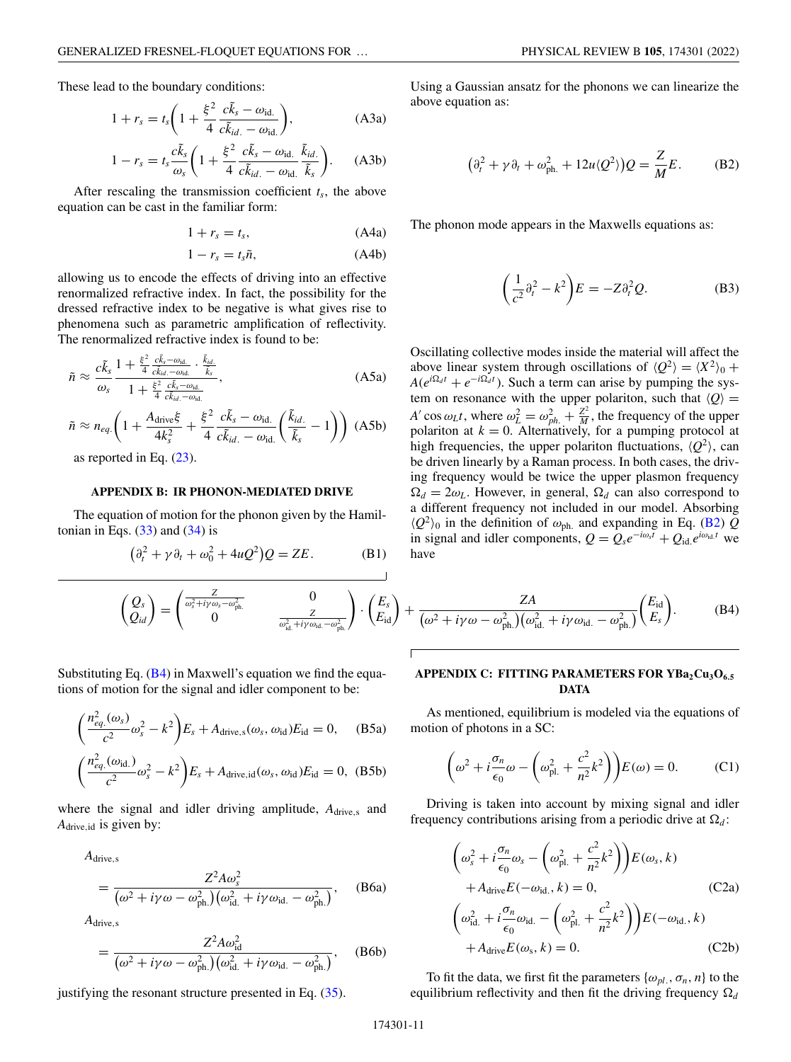These lead to the boundary conditions:

$$1 + r_s = t_s\left(1 + \frac{\xi^2}{4}\frac{c\tilde{k}_s - \omega_{\text{id.}}}{c\tilde{k}_{id.} - \omega_{\text{id.}}}\right), \tag{A3a}$$

$$1 - r_s = t_s\frac{c\tilde{k}_s}{\omega_s}\left(1 + \frac{\xi^2}{4}\frac{c\tilde{k}_s - \omega_{\text{id.}}}{c\tilde{k}_{id.} - \omega_{\text{id.}}}\frac{\tilde{k}_{id.}}{\tilde{k}_s}\right). \tag{A3b}$$

After rescaling the transmission coefficient $t_s$, the above equation can be cast in the familiar form:

$$1 + r_s = t_s, \tag{A4a}$$

$$1 - r_s = t_s\tilde{n}, \tag{A4b}$$

allowing us to encode the effects of driving into an effective renormalized refractive index. In fact, the possibility for the dressed refractive index to be negative is what gives rise to phenomena such as parametric amplification of reflectivity. The renormalized refractive index is found to be:

$$\tilde{n} \approx \frac{c\tilde{k}_s}{\omega_s}\frac{1 + \frac{\xi^2}{4}\frac{c\tilde{k}_s - \omega_{\text{id.}}}{c\tilde{k}_{id.} - \omega_{\text{id.}}}\cdot\frac{\tilde{k}_{id.}}{\tilde{k}_s}}{1 + \frac{\xi^2}{4}\frac{c\tilde{k}_s - \omega_{\text{id.}}}{c\tilde{k}_{id.} - \omega_{\text{id.}}}}, \tag{A5a}$$

$$\tilde{n} \approx n_{eq.}\left(1 + \frac{A_{\text{drive}}\xi}{4k_s^2} + \frac{\xi^2}{4}\frac{c\tilde{k}_s - \omega_{\text{id.}}}{c\tilde{k}_{id.} - \omega_{\text{id.}}}\left(\frac{\tilde{k}_{id.}}{\tilde{k}_s} - 1\right)\right) \tag{A5b}$$

as reported in Eq. (23).

## APPENDIX B: IR PHONON-MEDIATED DRIVE

The equation of motion for the phonon given by the Hamiltonian in Eqs. (33) and (34) is

$$\left(\partial_t^2 + \gamma\,\partial_t + \omega_0^2 + 4uQ^2\right)Q = ZE. \tag{B1}$$

Using a Gaussian ansatz for the phonons we can linearize the above equation as:

$$\left(\partial_t^2 + \gamma\,\partial_t + \omega_{\text{ph.}}^2 + 12u\langle Q^2\rangle\right)Q = \frac{Z}{M}E. \tag{B2}$$

The phonon mode appears in the Maxwells equations as:

$$\left(\frac{1}{c^2}\partial_t^2 - k^2\right)E = -Z\partial_t^2 Q. \tag{B3}$$

Oscillating collective modes inside the material will affect the above linear system through oscillations of $\langle Q^2\rangle = \langle X^2\rangle_0 + A(e^{i\Omega_d t} + e^{-i\Omega_d t})$. Such a term can arise by pumping the system on resonance with the upper polariton, such that $\langle Q\rangle = A'\cos\omega_L t$, where $\omega_L^2 = \omega_{ph.}^2 + \frac{Z^2}{M}$, the frequency of the upper polariton at $k = 0$. Alternatively, for a pumping protocol at high frequencies, the upper polariton fluctuations, $\langle Q^2\rangle$, can be driven linearly by a Raman process. In both cases, the driving frequency would be twice the upper plasmon frequency $\Omega_d = 2\omega_L$. However, in general, $\Omega_d$ can also correspond to a different frequency not included in our model. Absorbing $\langle Q^2\rangle_0$ in the definition of $\omega_{\text{ph.}}$ and expanding in Eq. (B2) $Q$ in signal and idler components, $Q = Q_s e^{-i\omega_s t} + Q_{\text{id.}}e^{i\omega_{\text{id.}}t}$ we have

$$\begin{pmatrix} Q_s \\ Q_{id} \end{pmatrix} = \begin{pmatrix} \frac{Z}{\omega_s^2 + i\gamma\omega_s - \omega_{\text{ph.}}^2} & 0 \\ 0 & \frac{Z}{\omega_{\text{id.}}^2 + i\gamma\omega_{\text{id.}} - \omega_{\text{ph.}}^2} \end{pmatrix}\cdot\begin{pmatrix} E_s \\ E_{\text{id}} \end{pmatrix} + \frac{ZA}{\left(\omega^2 + i\gamma\omega - \omega_{\text{ph.}}^2\right)\left(\omega_{\text{id.}}^2 + i\gamma\omega_{\text{id.}} - \omega_{\text{ph.}}^2\right)}\begin{pmatrix} E_{\text{id}} \\ E_s \end{pmatrix}. \tag{B4}$$

Substituting Eq. (B4) in Maxwell's equation we find the equations of motion for the signal and idler component to be:

$$\left(\frac{n_{eq.}^2(\omega_s)}{c^2}\omega_s^2 - k^2\right)E_s + A_{\text{drive,s}}(\omega_s, \omega_{\text{id}})E_{\text{id}} = 0, \tag{B5a}$$

$$\left(\frac{n_{eq.}^2(\omega_{\text{id.}})}{c^2}\omega_s^2 - k^2\right)E_s + A_{\text{drive,id}}(\omega_s, \omega_{\text{id}})E_{\text{id}} = 0, \tag{B5b}$$

where the signal and idler driving amplitude, $A_{\text{drive,s}}$ and $A_{\text{drive,id}}$ is given by:

$$A_{\text{drive,s}} = \frac{Z^2 A\omega_s^2}{\left(\omega^2 + i\gamma\omega - \omega_{\text{ph.}}^2\right)\left(\omega_{\text{id.}}^2 + i\gamma\omega_{\text{id.}} - \omega_{\text{ph.}}^2\right)}, \tag{B6a}$$

$$A_{\text{drive,s}} = \frac{Z^2 A\omega_{\text{id}}^2}{\left(\omega^2 + i\gamma\omega - \omega_{\text{ph.}}^2\right)\left(\omega_{\text{id.}}^2 + i\gamma\omega_{\text{id.}} - \omega_{\text{ph.}}^2\right)}, \tag{B6b}$$

justifying the resonant structure presented in Eq. (35).

## APPENDIX C: FITTING PARAMETERS FOR $YBa_2Cu_3O_{6.5}$ DATA

As mentioned, equilibrium is modeled via the equations of motion of photons in a SC:

$$\left(\omega^2 + i\frac{\sigma_n}{\epsilon_0}\omega - \left(\omega_{\text{pl.}}^2 + \frac{c^2}{n^2}k^2\right)\right)E(\omega) = 0. \tag{C1}$$

Driving is taken into account by mixing signal and idler frequency contributions arising from a periodic drive at $\Omega_d$:

$$\left(\omega_s^2 + i\frac{\sigma_n}{\epsilon_0}\omega_s - \left(\omega_{\text{pl.}}^2 + \frac{c^2}{n^2}k^2\right)\right)E(\omega_s, k) + A_{\text{drive}}E(-\omega_{\text{id.}}, k) = 0, \tag{C2a}$$

$$\left(\omega_{\text{id.}}^2 + i\frac{\sigma_n}{\epsilon_0}\omega_{\text{id.}} - \left(\omega_{\text{pl.}}^2 + \frac{c^2}{n^2}k^2\right)\right)E(-\omega_{\text{id.}}, k) + A_{\text{drive}}E(\omega_s, k) = 0. \tag{C2b}$$

To fit the data, we first fit the parameters $\{\omega_{pl.}, \sigma_n, n\}$ to the equilibrium reflectivity and then fit the driving frequency $\Omega_d$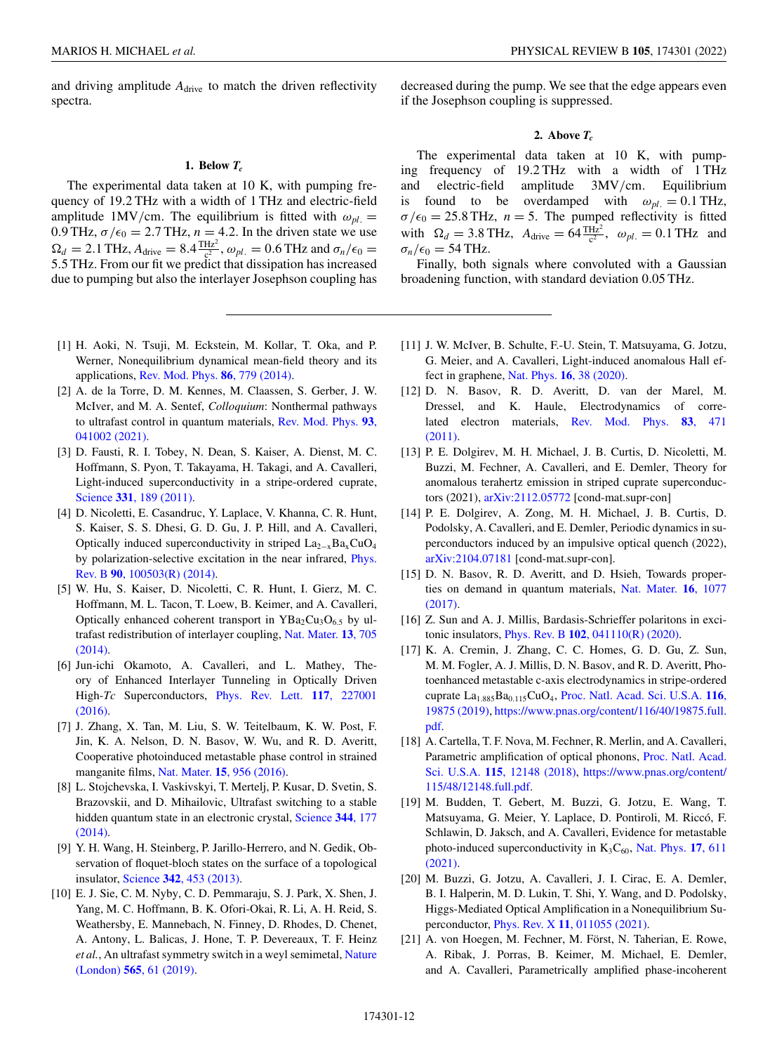and driving amplitude $A_{\mathrm{drive}}$ to match the driven reflectivity spectra.

#### 1. Below $T_c$

The experimental data taken at 10 K, with pumping frequency of 19.2 THz with a width of 1 THz and electric-field amplitude 1MV/cm. The equilibrium is fitted with $\omega_{pl.} = 0.9$ THz, $\sigma/\epsilon_0 = 2.7$ THz, $n = 4.2$. In the driven state we use $\Omega_d = 2.1$ THz, $A_{\mathrm{drive}} = 8.4 \frac{\mathrm{THz}^2}{\mathrm{c}^2}$, $\omega_{pl.} = 0.6$ THz and $\sigma_n/\epsilon_0 = 5.5$ THz. From our fit we predict that dissipation has increased due to pumping but also the interlayer Josephson coupling has decreased during the pump. We see that the edge appears even if the Josephson coupling is suppressed.

#### 2. Above $T_c$

The experimental data taken at 10 K, with pumping frequency of 19.2 THz with a width of 1 THz and electric-field amplitude 3MV/cm. Equilibrium is found to be overdamped with $\omega_{pl.} = 0.1$ THz, $\sigma/\epsilon_0 = 25.8$ THz, $n = 5$. The pumped reflectivity is fitted with $\Omega_d = 3.8$ THz, $A_{\mathrm{drive}} = 64 \frac{\mathrm{THz}^2}{\mathrm{c}^2}$, $\omega_{pl.} = 0.1$ THz and $\sigma_n/\epsilon_0 = 54$ THz.

Finally, both signals where convoluted with a Gaussian broadening function, with standard deviation 0.05 THz.

---

[1] H. Aoki, N. Tsuji, M. Eckstein, M. Kollar, T. Oka, and P. Werner, Nonequilibrium dynamical mean-field theory and its applications, Rev. Mod. Phys. **86**, 779 (2014).

[2] A. de la Torre, D. M. Kennes, M. Claassen, S. Gerber, J. W. McIver, and M. A. Sentef, *Colloquium*: Nonthermal pathways to ultrafast control in quantum materials, Rev. Mod. Phys. **93**, 041002 (2021).

[3] D. Fausti, R. I. Tobey, N. Dean, S. Kaiser, A. Dienst, M. C. Hoffmann, S. Pyon, T. Takayama, H. Takagi, and A. Cavalleri, Light-induced superconductivity in a stripe-ordered cuprate, Science **331**, 189 (2011).

[4] D. Nicoletti, E. Casandruc, Y. Laplace, V. Khanna, C. R. Hunt, S. Kaiser, S. S. Dhesi, G. D. Gu, J. P. Hill, and A. Cavalleri, Optically induced superconductivity in striped $La_{2-x}Ba_xCuO_4$ by polarization-selective excitation in the near infrared, Phys. Rev. B **90**, 100503(R) (2014).

[5] W. Hu, S. Kaiser, D. Nicoletti, C. R. Hunt, I. Gierz, M. C. Hoffmann, M. L. Tacon, T. Loew, B. Keimer, and A. Cavalleri, Optically enhanced coherent transport in $YBa_2Cu_3O_{6.5}$ by ultrafast redistribution of interlayer coupling, Nat. Mater. **13**, 705 (2014).

[6] Jun-ichi Okamoto, A. Cavalleri, and L. Mathey, Theory of Enhanced Interlayer Tunneling in Optically Driven High-*Tc* Superconductors, Phys. Rev. Lett. **117**, 227001 (2016).

[7] J. Zhang, X. Tan, M. Liu, S. W. Teitelbaum, K. W. Post, F. Jin, K. A. Nelson, D. N. Basov, W. Wu, and R. D. Averitt, Cooperative photoinduced metastable phase control in strained manganite films, Nat. Mater. **15**, 956 (2016).

[8] L. Stojchevska, I. Vaskivskyi, T. Mertelj, P. Kusar, D. Svetin, S. Brazovskii, and D. Mihailovic, Ultrafast switching to a stable hidden quantum state in an electronic crystal, Science **344**, 177 (2014).

[9] Y. H. Wang, H. Steinberg, P. Jarillo-Herrero, and N. Gedik, Observation of floquet-bloch states on the surface of a topological insulator, Science **342**, 453 (2013).

[10] E. J. Sie, C. M. Nyby, C. D. Pemmaraju, S. J. Park, X. Shen, J. Yang, M. C. Hoffmann, B. K. Ofori-Okai, R. Li, A. H. Reid, S. Weathersby, E. Mannebach, N. Finney, D. Rhodes, D. Chenet, A. Antony, L. Balicas, J. Hone, T. P. Devereaux, T. F. Heinz *et al.*, An ultrafast symmetry switch in a weyl semimetal, Nature (London) **565**, 61 (2019).

[11] J. W. McIver, B. Schulte, F.-U. Stein, T. Matsuyama, G. Jotzu, G. Meier, and A. Cavalleri, Light-induced anomalous Hall effect in graphene, Nat. Phys. **16**, 38 (2020).

[12] D. N. Basov, R. D. Averitt, D. van der Marel, M. Dressel, and K. Haule, Electrodynamics of correlated electron materials, Rev. Mod. Phys. **83**, 471 (2011).

[13] P. E. Dolgirev, M. H. Michael, J. B. Curtis, D. Nicoletti, M. Buzzi, M. Fechner, A. Cavalleri, and E. Demler, Theory for anomalous terahertz emission in striped cuprate superconductors (2021), arXiv:2112.05772 [cond-mat.supr-con]

[14] P. E. Dolgirev, A. Zong, M. H. Michael, J. B. Curtis, D. Podolsky, A. Cavalleri, and E. Demler, Periodic dynamics in superconductors induced by an impulsive optical quench (2022), arXiv:2104.07181 [cond-mat.supr-con].

[15] D. N. Basov, R. D. Averitt, and D. Hsieh, Towards properties on demand in quantum materials, Nat. Mater. **16**, 1077 (2017).

[16] Z. Sun and A. J. Millis, Bardasis-Schrieffer polaritons in excitonic insulators, Phys. Rev. B **102**, 041110(R) (2020).

[17] K. A. Cremin, J. Zhang, C. C. Homes, G. D. Gu, Z. Sun, M. M. Fogler, A. J. Millis, D. N. Basov, and R. D. Averitt, Photoenhanced metastable c-axis electrodynamics in stripe-ordered cuprate $La_{1.885}Ba_{0.115}CuO_4$, Proc. Natl. Acad. Sci. U.S.A. **116**, 19875 (2019), https://www.pnas.org/content/116/40/19875.full.pdf.

[18] A. Cartella, T. F. Nova, M. Fechner, R. Merlin, and A. Cavalleri, Parametric amplification of optical phonons, Proc. Natl. Acad. Sci. U.S.A. **115**, 12148 (2018), https://www.pnas.org/content/115/48/12148.full.pdf.

[19] M. Budden, T. Gebert, M. Buzzi, G. Jotzu, E. Wang, T. Matsuyama, G. Meier, Y. Laplace, D. Pontiroli, M. Riccó, F. Schlawin, D. Jaksch, and A. Cavalleri, Evidence for metastable photo-induced superconductivity in $K_3C_{60}$, Nat. Phys. **17**, 611 (2021).

[20] M. Buzzi, G. Jotzu, A. Cavalleri, J. I. Cirac, E. A. Demler, B. I. Halperin, M. D. Lukin, T. Shi, Y. Wang, and D. Podolsky, Higgs-Mediated Optical Amplification in a Nonequilibrium Superconductor, Phys. Rev. X **11**, 011055 (2021).

[21] A. von Hoegen, M. Fechner, M. Först, N. Taherian, E. Rowe, A. Ribak, J. Porras, B. Keimer, M. Michael, E. Demler, and A. Cavalleri, Parametrically amplified phase-incoherent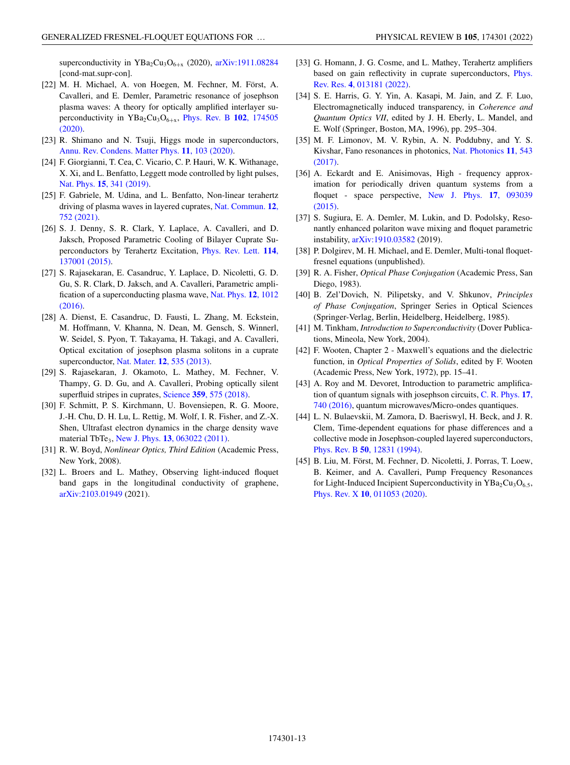superconductivity in $YBa_2Cu_3O_{6+x}$ (2020), arXiv:1911.08284 [cond-mat.supr-con].

[22] M. H. Michael, A. von Hoegen, M. Fechner, M. Först, A. Cavalleri, and E. Demler, Parametric resonance of josephson plasma waves: A theory for optically amplified interlayer superconductivity in $YBa_2Cu_3O_{6+x}$, Phys. Rev. B **102**, 174505 (2020).

[23] R. Shimano and N. Tsuji, Higgs mode in superconductors, Annu. Rev. Condens. Matter Phys. **11**, 103 (2020).

[24] F. Giorgianni, T. Cea, C. Vicario, C. P. Hauri, W. K. Withanage, X. Xi, and L. Benfatto, Leggett mode controlled by light pulses, Nat. Phys. **15**, 341 (2019).

[25] F. Gabriele, M. Udina, and L. Benfatto, Non-linear terahertz driving of plasma waves in layered cuprates, Nat. Commun. **12**, 752 (2021).

[26] S. J. Denny, S. R. Clark, Y. Laplace, A. Cavalleri, and D. Jaksch, Proposed Parametric Cooling of Bilayer Cuprate Superconductors by Terahertz Excitation, Phys. Rev. Lett. **114**, 137001 (2015).

[27] S. Rajasekaran, E. Casandruc, Y. Laplace, D. Nicoletti, G. D. Gu, S. R. Clark, D. Jaksch, and A. Cavalleri, Parametric amplification of a superconducting plasma wave, Nat. Phys. **12**, 1012 (2016).

[28] A. Dienst, E. Casandruc, D. Fausti, L. Zhang, M. Eckstein, M. Hoffmann, V. Khanna, N. Dean, M. Gensch, S. Winnerl, W. Seidel, S. Pyon, T. Takayama, H. Takagi, and A. Cavalleri, Optical excitation of josephson plasma solitons in a cuprate superconductor, Nat. Mater. **12**, 535 (2013).

[29] S. Rajasekaran, J. Okamoto, L. Mathey, M. Fechner, V. Thampy, G. D. Gu, and A. Cavalleri, Probing optically silent superfluid stripes in cuprates, Science **359**, 575 (2018).

[30] F. Schmitt, P. S. Kirchmann, U. Bovensiepen, R. G. Moore, J.-H. Chu, D. H. Lu, L. Rettig, M. Wolf, I. R. Fisher, and Z.-X. Shen, Ultrafast electron dynamics in the charge density wave material $TbTe_3$, New J. Phys. **13**, 063022 (2011).

[31] R. W. Boyd, *Nonlinear Optics, Third Edition* (Academic Press, New York, 2008).

[32] L. Broers and L. Mathey, Observing light-induced floquet band gaps in the longitudinal conductivity of graphene, arXiv:2103.01949 (2021).

[33] G. Homann, J. G. Cosme, and L. Mathey, Terahertz amplifiers based on gain reflectivity in cuprate superconductors, Phys. Rev. Res. **4**, 013181 (2022).

[34] S. E. Harris, G. Y. Yin, A. Kasapi, M. Jain, and Z. F. Luo, Electromagnetically induced transparency, in *Coherence and Quantum Optics VII*, edited by J. H. Eberly, L. Mandel, and E. Wolf (Springer, Boston, MA, 1996), pp. 295–304.

[35] M. F. Limonov, M. V. Rybin, A. N. Poddubny, and Y. S. Kivshar, Fano resonances in photonics, Nat. Photonics **11**, 543 (2017).

[36] A. Eckardt and E. Anisimovas, High - frequency approximation for periodically driven quantum systems from a floquet - space perspective, New J. Phys. **17**, 093039 (2015).

[37] S. Sugiura, E. A. Demler, M. Lukin, and D. Podolsky, Resonantly enhanced polariton wave mixing and floquet parametric instability, arXiv:1910.03582 (2019).

[38] P. Dolgirev, M. H. Michael, and E. Demler, Multi-tonal floquet-fresnel equations (unpublished).

[39] R. A. Fisher, *Optical Phase Conjugation* (Academic Press, San Diego, 1983).

[40] B. Zel'Dovich, N. Pilipetsky, and V. Shkunov, *Principles of Phase Conjugation*, Springer Series in Optical Sciences (Springer-Verlag, Berlin, Heidelberg, Heidelberg, 1985).

[41] M. Tinkham, *Introduction to Superconductivity* (Dover Publications, Mineola, New York, 2004).

[42] F. Wooten, Chapter 2 - Maxwell's equations and the dielectric function, in *Optical Properties of Solids*, edited by F. Wooten (Academic Press, New York, 1972), pp. 15–41.

[43] A. Roy and M. Devoret, Introduction to parametric amplification of quantum signals with josephson circuits, C. R. Phys. **17**, 740 (2016), quantum microwaves/Micro-ondes quantiques.

[44] L. N. Bulaevskii, M. Zamora, D. Baeriswyl, H. Beck, and J. R. Clem, Time-dependent equations for phase differences and a collective mode in Josephson-coupled layered superconductors, Phys. Rev. B **50**, 12831 (1994).

[45] B. Liu, M. Först, M. Fechner, D. Nicoletti, J. Porras, T. Loew, B. Keimer, and A. Cavalleri, Pump Frequency Resonances for Light-Induced Incipient Superconductivity in $YBa_2Cu_3O_{6.5}$, Phys. Rev. X **10**, 011053 (2020).